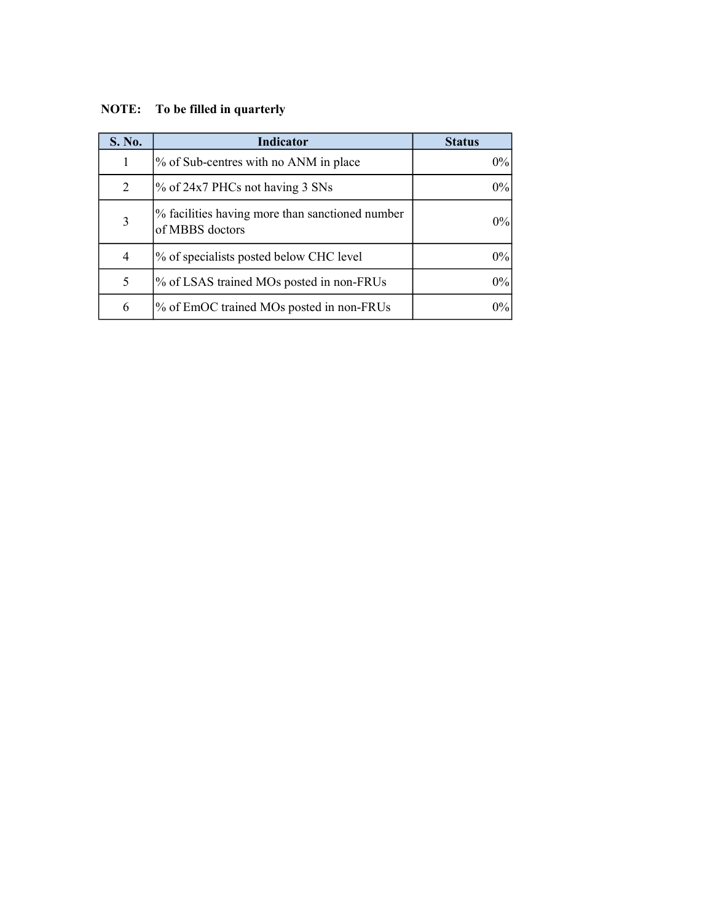**NOTE: To be filled in quarterly**

| S. No. | Indicator | Status |
|---|---|---|
| 1 | % of Sub-centres with no ANM in place | 0% |
| 2 | % of 24x7 PHCs not having 3 SNs | 0% |
| 3 | % facilities having more than sanctioned number of MBBS doctors | 0% |
| 4 | % of specialists posted below CHC level | 0% |
| 5 | % of LSAS trained MOs posted in non-FRUs | 0% |
| 6 | % of EmOC trained MOs posted in non-FRUs | 0% |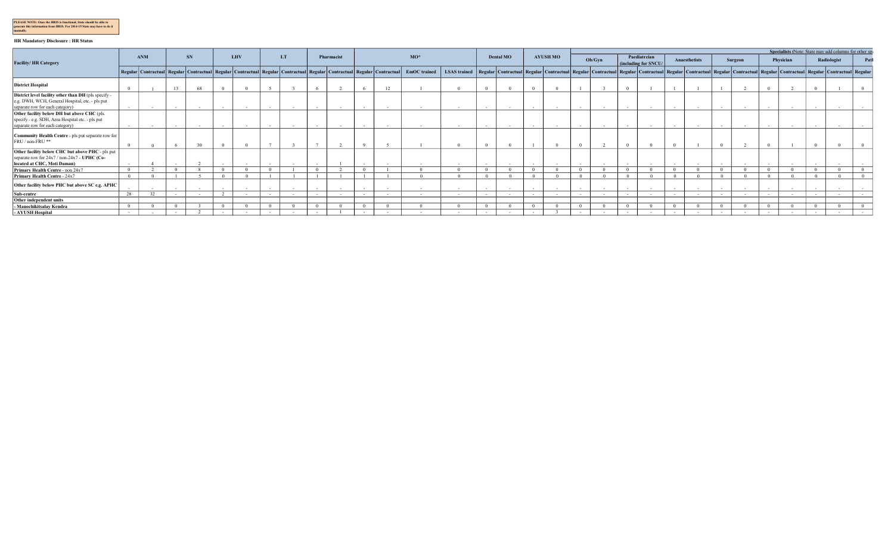**PLEASE NOTE: Once the HRIS is functional, State should be able to generate this information from HRIS. For 2014-15 State may have to do it manually.**

**HR Mandatory Disclosure : HR Status**

| Facility/ HR Category | ANM | | SN | | LHV | | LT | | Pharmacist | | MO* | | | | Dental MO | | AYUSH MO | | Specialists (Note: State may add columns for other sp | | | | | | | | | | | | | |
|---|---|---|---|---|---|---|---|---|---|---|---|---|---|---|---|---|---|---|---|---|---|---|---|---|---|---|---|---|---|---|---|
| | | | | | | | | | | | | | | | | | | | Ob/Gyn | | Paediatrcian (including for SNCU/ | | Anaesthetists | | Surgeon | | Physician | | Radiologist | | Path |
| | Regular | Contractual | Regular | Contractual | Regular | Contractual | Regular | Contractual | Regular | Contractual | Regular | Contractual | EmOC trained | LSAS trained | Regular | Contractual | Regular | Contractual | Regular | Contractual | Regular | Contractual | Regular | Contractual | Regular | Contractual | Regular | Contractual | Regular | Contractual | Regular |
| **District Hospital** | 0 | 1 | 13 | 68 | 0 | 0 | 5 | 3 | 6 | 2 | 6 | 12 | 1 | 0 | 0 | 0 | 0 | 0 | 1 | 3 | 0 | 1 | 1 | 1 | 1 | 2 | 0 | 2 | 0 | 1 | 0 |
| **District level facility other than DH** (pls specify - e.g. DWH, WCH, General Hospital, etc. - pls put separate row for each category) | - | - | - | - | - | - | - | - | - | - | - | - | - | - | - | - | - | - | - | - | - | - | - | - | - | - | - | - | - | - | - |
| **Other facility below DH but above CHC** (pls. specify - e.g. SDH, Area Hospital etc. - pls put separate row for each category) | - | - | - | - | - | - | - | - | - | - | - | - | - | - | - | - | - | - | - | - | - | - | - | - | - | - | - | - | - | - | - |
| **Community Health Centre** - pls put separate row for FRU / non-FRU ** | 0 | 0 | 6 | 30 | 0 | 0 | 7 | 3 | 7 | 2 | 9 | 5 | 1 | 0 | 0 | 0 | 1 | 0 | 0 | 2 | 0 | 0 | 0 | 1 | 0 | 2 | 0 | 1 | 0 | 0 | 0 |
| **Other facility below CHC but above PHC** - pls put separate row for 24x7 / non-24x7 - **UPHC (Co-located at CHC, Moti Daman)** | - | 4 | - | 2 | - | - | - | - | - | 1 | - | - | - | - | - | - | - | - | - | - | - | - | - | - | - | - | - | - | - | - | - |
| **Primary Health Centre** - non 24x7 | 0 | 2 | 0 | 8 | 0 | 0 | 0 | 1 | 0 | 2 | 0 | 1 | 0 | 0 | 0 | 0 | 0 | 0 | 0 | 0 | 0 | 0 | 0 | 0 | 0 | 0 | 0 | 0 | 0 | 0 | 0 |
| **Primary Health Centre** - 24x7 | 0 | 0 | 1 | 5 | 0 | 0 | 1 | 1 | 1 | 1 | 1 | 1 | 0 | 0 | 0 | 0 | 0 | 0 | 0 | 0 | 0 | 0 | 0 | 0 | 0 | 0 | 0 | 0 | 0 | 0 | 0 |
| **Other facility below PHC but above SC e.g. APHC** | - | - | - | - | - | - | - | - | - | - | - | - | - | - | - | - | - | - | - | - | - | - | - | - | - | - | - | - | - | - | - |
| **Sub-centre** | 28 | 32 | - | - | 2 | - | - | - | - | - | - | - | - | - | - | - | - | - | - | - | - | - | - | - | - | - | - | - | - | - | - |
| **Other independent units** | | | | | | | | | | | | | | | | | | | | | | | | | | | | | | | |
| **- Manochikitsalay Kendra** | 0 | 0 | 0 | 3 | 0 | 0 | 0 | 0 | 0 | 0 | 0 | 0 | 0 | 0 | 0 | 0 | 0 | 0 | 0 | 0 | 0 | 0 | 0 | 0 | 0 | 0 | 0 | 0 | 0 | 0 | 0 |
| **- AYUSH Hospital** | - | - | - | 2 | - | - | - | - | - | 1 | - | - | - | - | - | - | - | 3 | - | - | - | - | - | - | - | - | - | - | - | - | - |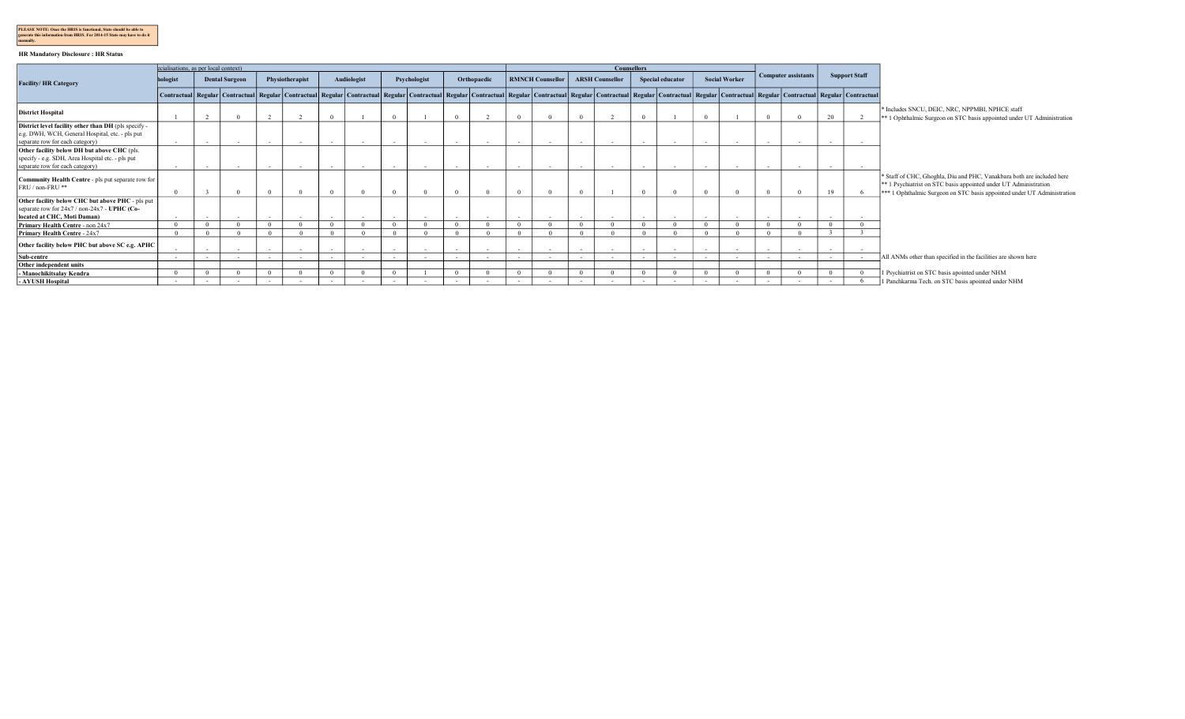**PLEASE NOTE: Once the HRIS is functional, State should be able to generate this information from HRIS. For 2014-15 State may have to do it manually.**

**HR Mandatory Disclosure : HR Status**

| Facility/ HR Category | ecialisations, as per local context) | | | | | | | | | | | Counsellors | | | | | | | | Computer assistants | | Support Staff | | |
|---|---|---|---|---|---|---|---|---|---|---|---|---|---|---|---|---|---|---|---|---|---|---|---|---|
| | hologist | Dental Surgeon | | Physiotherapist | | Audiologist | | Psychologist | | Orthopaedic | | RMNCH Counsellor | | ARSH Counsellor | | Special educator | | Social Worker | | | | | | |
| | Contractual | Regular | Contractual | Regular | Contractual | Regular | Contractual | Regular | Contractual | Regular | Contractual | Regular | Contractual | Regular | Contractual | Regular | Contractual | Regular | Contractual | Regular | Contractual | Regular | Contractual | |
| **District Hospital** | 1 | 2 | 0 | 2 | 2 | 0 | 1 | 0 | 1 | 0 | 2 | 0 | 0 | 0 | 2 | 0 | 1 | 0 | 1 | 0 | 0 | 20 | 2 | * Includes SNCU, DEIC, NRC, NPPMBI, NPHCE staff<br>** 1 Ophthalmic Surgeon on STC basis appointed under UT Administration |
| **District level facility other than DH** (pls specify - e.g. DWH, WCH, General Hospital, etc. - pls put separate row for each category) | - | - | - | - | - | - | - | - | - | - | - | - | - | - | - | - | - | - | - | - | - | - | - | |
| **Other facility below DH but above CHC** (pls. specify - e.g. SDH, Area Hospital etc. - pls put separate row for each category) | - | - | - | - | - | - | - | - | - | - | - | - | - | - | - | - | - | - | - | - | - | - | - | |
| **Community Health Centre** - pls put separate row for FRU / non-FRU ** | 0 | 3 | 0 | 0 | 0 | 0 | 0 | 0 | 0 | 0 | 0 | 0 | 0 | 0 | 1 | 0 | 0 | 0 | 0 | 0 | 0 | 19 | 6 | * Staff of CHC, Ghoghla, Diu and PHC, Vanakbara both are included here<br>** 1 Psychiatrist on STC basis appointed under UT Administration<br>*** 1 Ophthalmic Surgeon on STC basis appointed under UT Administration |
| **Other facility below CHC but above PHC** - pls put separate row for 24x7 / non-24x7 - **UPHC (Co-located at CHC, Moti Daman)** | - | - | - | - | - | - | - | - | - | - | - | - | - | - | - | - | - | - | - | - | - | - | - | |
| **Primary Health Centre** - non 24x7 | 0 | 0 | 0 | 0 | 0 | 0 | 0 | 0 | 0 | 0 | 0 | 0 | 0 | 0 | 0 | 0 | 0 | 0 | 0 | 0 | 0 | 0 | 0 | |
| **Primary Health Centre** - 24x7 | 0 | 0 | 0 | 0 | 0 | 0 | 0 | 0 | 0 | 0 | 0 | 0 | 0 | 0 | 0 | 0 | 0 | 0 | 0 | 0 | 0 | 3 | 3 | |
| **Other facility below PHC but above SC e.g. APHC** | - | - | - | - | - | - | - | - | - | - | - | - | - | - | - | - | - | - | - | - | - | - | - | |
| **Sub-centre** | - | - | - | - | - | - | - | - | - | - | - | - | - | - | - | - | - | - | - | - | - | - | - | All ANMs other than specified in the facilities are shown here |
| **Other independent units** | | | | | | | | | | | | | | | | | | | | | | | | |
| **- Manochikitsalay Kendra** | 0 | 0 | 0 | 0 | 0 | 0 | 0 | 0 | 1 | 0 | 0 | 0 | 0 | 0 | 0 | 0 | 0 | 0 | 0 | 0 | 0 | 0 | 0 | 1 Psychiatrist on STC basis apointed under NHM |
| **- AYUSH Hospital** | - | - | - | - | - | - | - | - | - | - | - | - | - | - | - | - | - | - | - | - | - | - | 6 | 1 Panchkarma Tech. on STC basis apointed under NHM |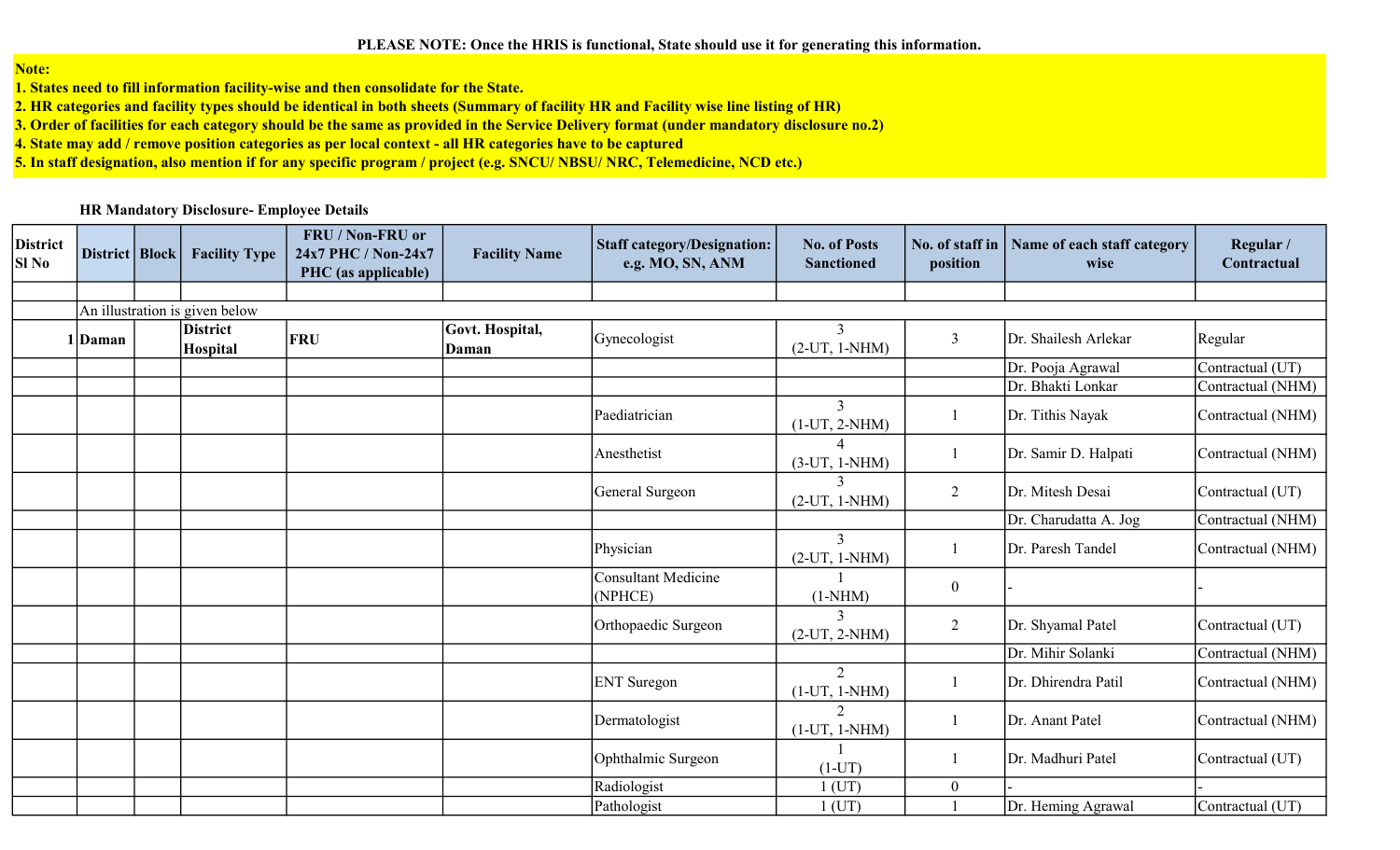**PLEASE NOTE: Once the HRIS is functional, State should use it for generating this information.**

**Note:**
**1. States need to fill information facility-wise and then consolidate for the State.**
**2. HR categories and facility types should be identical in both sheets (Summary of facility HR and Facility wise line listing of HR)**
**3. Order of facilities for each category should be the same as provided in the Service Delivery format (under mandatory disclosure no.2)**
**4. State may add / remove position categories as per local context - all HR categories have to be captured**
**5. In staff designation, also mention if for any specific program / project (e.g. SNCU/ NBSU/ NRC, Telemedicine, NCD etc.)**

**HR Mandatory Disclosure- Employee Details**

| District Sl No | District | Block | Facility Type | FRU / Non-FRU or 24x7 PHC / Non-24x7 PHC (as applicable) | Facility Name | Staff category/Designation: e.g. MO, SN, ANM | No. of Posts Sanctioned | No. of staff in position | Name of each staff category wise | Regular / Contractual |
|---|---|---|---|---|---|---|---|---|---|---|
| | | | | | | | | | | |
| | An illustration is given below | | | | | | | | | |
| 1 | **Daman** | | **District Hospital** | **FRU** | **Govt. Hospital, Daman** | Gynecologist | 3 (2-UT, 1-NHM) | 3 | Dr. Shailesh Arlekar | Regular |
| | | | | | | | | | Dr. Pooja Agrawal | Contractual (UT) |
| | | | | | | | | | Dr. Bhakti Lonkar | Contractual (NHM) |
| | | | | | | Paediatrician | 3 (1-UT, 2-NHM) | 1 | Dr. Tithis Nayak | Contractual (NHM) |
| | | | | | | Anesthetist | 4 (3-UT, 1-NHM) | 1 | Dr. Samir D. Halpati | Contractual (NHM) |
| | | | | | | General Surgeon | 3 (2-UT, 1-NHM) | 2 | Dr. Mitesh Desai | Contractual (UT) |
| | | | | | | | | | Dr. Charudatta A. Jog | Contractual (NHM) |
| | | | | | | Physician | 3 (2-UT, 1-NHM) | 1 | Dr. Paresh Tandel | Contractual (NHM) |
| | | | | | | Consultant Medicine (NPHCE) | 1 (1-NHM) | 0 | - | - |
| | | | | | | Orthopaedic Surgeon | 3 (2-UT, 2-NHM) | 2 | Dr. Shyamal Patel | Contractual (UT) |
| | | | | | | | | | Dr. Mihir Solanki | Contractual (NHM) |
| | | | | | | ENT Suregon | 2 (1-UT, 1-NHM) | 1 | Dr. Dhirendra Patil | Contractual (NHM) |
| | | | | | | Dermatologist | 2 (1-UT, 1-NHM) | 1 | Dr. Anant Patel | Contractual (NHM) |
| | | | | | | Ophthalmic Surgeon | 1 (1-UT) | 1 | Dr. Madhuri Patel | Contractual (UT) |
| | | | | | | Radiologist | 1 (UT) | 0 | - | - |
| | | | | | | Pathologist | 1 (UT) | 1 | Dr. Heming Agrawal | Contractual (UT) |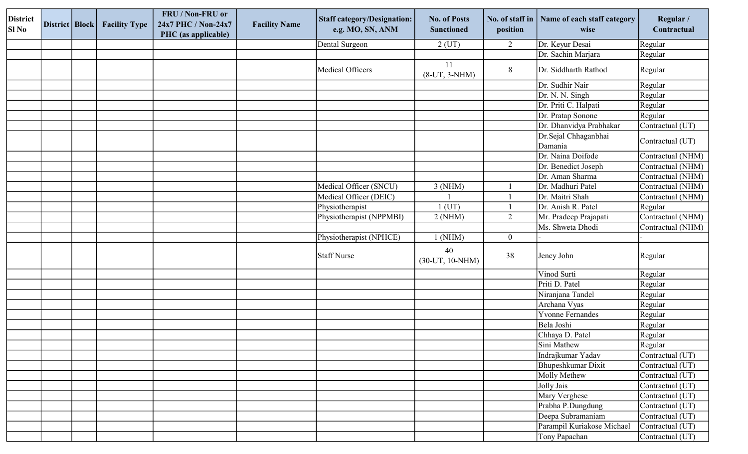| District Sl No | District | Block | Facility Type | FRU / Non-FRU or 24x7 PHC / Non-24x7 PHC (as applicable) | Facility Name | Staff category/Designation: e.g. MO, SN, ANM | No. of Posts Sanctioned | No. of staff in position | Name of each staff category wise | Regular / Contractual |
|---|---|---|---|---|---|---|---|---|---|---|
| | | | | | | Dental Surgeon | 2 (UT) | 2 | Dr. Keyur Desai | Regular |
| | | | | | | | | | Dr. Sachin Marjara | Regular |
| | | | | | | Medical Officers | 11 (8-UT, 3-NHM) | 8 | Dr. Siddharth Rathod | Regular |
| | | | | | | | | | Dr. Sudhir Nair | Regular |
| | | | | | | | | | Dr. N. N. Singh | Regular |
| | | | | | | | | | Dr. Priti C. Halpati | Regular |
| | | | | | | | | | Dr. Pratap Sonone | Regular |
| | | | | | | | | | Dr. Dhanvidya Prabhakar | Contractual (UT) |
| | | | | | | | | | Dr.Sejal Chhaganbhai Damania | Contractual (UT) |
| | | | | | | | | | Dr. Naina Doifode | Contractual (NHM) |
| | | | | | | | | | Dr. Benedict Joseph | Contractual (NHM) |
| | | | | | | | | | Dr. Aman Sharma | Contractual (NHM) |
| | | | | | | Medical Officer (SNCU) | 3 (NHM) | 1 | Dr. Madhuri Patel | Contractual (NHM) |
| | | | | | | Medical Officer (DEIC) | 1 | 1 | Dr. Maitri Shah | Contractual (NHM) |
| | | | | | | Physiotherapist | 1 (UT) | 1 | Dr. Anish R. Patel | Regular |
| | | | | | | Physiotherapist (NPPMBI) | 2 (NHM) | 2 | Mr. Pradeep Prajapati | Contractual (NHM) |
| | | | | | | | | | Ms. Shweta Dhodi | Contractual (NHM) |
| | | | | | | Physiotherapist (NPHCE) | 1 (NHM) | 0 | - | - |
| | | | | | | Staff Nurse | 40 (30-UT, 10-NHM) | 38 | Jency John | Regular |
| | | | | | | | | | Vinod Surti | Regular |
| | | | | | | | | | Priti D. Patel | Regular |
| | | | | | | | | | Niranjana Tandel | Regular |
| | | | | | | | | | Archana Vyas | Regular |
| | | | | | | | | | Yvonne Fernandes | Regular |
| | | | | | | | | | Bela Joshi | Regular |
| | | | | | | | | | Chhaya D. Patel | Regular |
| | | | | | | | | | Sini Mathew | Regular |
| | | | | | | | | | Indrajkumar Yadav | Contractual (UT) |
| | | | | | | | | | Bhupeshkumar Dixit | Contractual (UT) |
| | | | | | | | | | Molly Methew | Contractual (UT) |
| | | | | | | | | | Jolly Jais | Contractual (UT) |
| | | | | | | | | | Mary Verghese | Contractual (UT) |
| | | | | | | | | | Prabha P.Dungdung | Contractual (UT) |
| | | | | | | | | | Deepa Subramaniam | Contractual (UT) |
| | | | | | | | | | Parampil Kuriakose Michael | Contractual (UT) |
| | | | | | | | | | Tony Papachan | Contractual (UT) |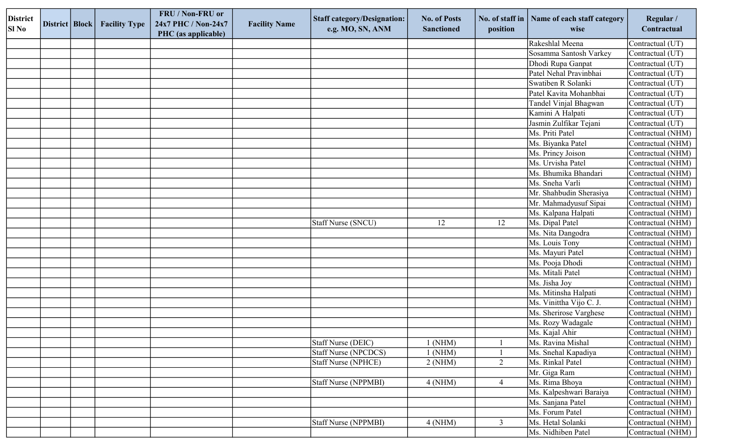| District Sl No | District | Block | Facility Type | FRU / Non-FRU or 24x7 PHC / Non-24x7 PHC (as applicable) | Facility Name | Staff category/Designation: e.g. MO, SN, ANM | No. of Posts Sanctioned | No. of staff in position | Name of each staff category wise | Regular / Contractual |
|---|---|---|---|---|---|---|---|---|---|---|
| | | | | | | | | | Rakeshlal Meena | Contractual (UT) |
| | | | | | | | | | Sosamma Santosh Varkey | Contractual (UT) |
| | | | | | | | | | Dhodi Rupa Ganpat | Contractual (UT) |
| | | | | | | | | | Patel Nehal Pravinbhai | Contractual (UT) |
| | | | | | | | | | Swatiben R Solanki | Contractual (UT) |
| | | | | | | | | | Patel Kavita Mohanbhai | Contractual (UT) |
| | | | | | | | | | Tandel Vinjal Bhagwan | Contractual (UT) |
| | | | | | | | | | Kamini A Halpati | Contractual (UT) |
| | | | | | | | | | Jasmin Zulfikar Tejani | Contractual (UT) |
| | | | | | | | | | Ms. Priti Patel | Contractual (NHM) |
| | | | | | | | | | Ms. Biyanka Patel | Contractual (NHM) |
| | | | | | | | | | Ms. Princy Joison | Contractual (NHM) |
| | | | | | | | | | Ms. Urvisha Patel | Contractual (NHM) |
| | | | | | | | | | Ms. Bhumika Bhandari | Contractual (NHM) |
| | | | | | | | | | Ms. Sneha Varli | Contractual (NHM) |
| | | | | | | | | | Mr. Shahbudin Sherasiya | Contractual (NHM) |
| | | | | | | | | | Mr. Mahmadyusuf Sipai | Contractual (NHM) |
| | | | | | | | | | Ms. Kalpana Halpati | Contractual (NHM) |
| | | | | | | Staff Nurse (SNCU) | 12 | 12 | Ms. Dipal Patel | Contractual (NHM) |
| | | | | | | | | | Ms. Nita Dangodra | Contractual (NHM) |
| | | | | | | | | | Ms. Louis Tony | Contractual (NHM) |
| | | | | | | | | | Ms. Mayuri Patel | Contractual (NHM) |
| | | | | | | | | | Ms. Pooja Dhodi | Contractual (NHM) |
| | | | | | | | | | Ms. Mitali Patel | Contractual (NHM) |
| | | | | | | | | | Ms. Jisha Joy | Contractual (NHM) |
| | | | | | | | | | Ms. Mitinsha Halpati | Contractual (NHM) |
| | | | | | | | | | Ms. Vinittha Vijo C. J. | Contractual (NHM) |
| | | | | | | | | | Ms. Sherirose Varghese | Contractual (NHM) |
| | | | | | | | | | Ms. Rozy Wadagale | Contractual (NHM) |
| | | | | | | | | | Ms. Kajal Ahir | Contractual (NHM) |
| | | | | | | Staff Nurse (DEIC) | 1 (NHM) | 1 | Ms. Ravina Mishal | Contractual (NHM) |
| | | | | | | Staff Nurse (NPCDCS) | 1 (NHM) | 1 | Ms. Snehal Kapadiya | Contractual (NHM) |
| | | | | | | Staff Nurse (NPHCE) | 2 (NHM) | 2 | Ms. Rinkal Patel | Contractual (NHM) |
| | | | | | | | | | Mr. Giga Ram | Contractual (NHM) |
| | | | | | | Staff Nurse (NPPMBI) | 4 (NHM) | 4 | Ms. Rima Bhoya | Contractual (NHM) |
| | | | | | | | | | Ms. Kalpeshwari Baraiya | Contractual (NHM) |
| | | | | | | | | | Ms. Sanjana Patel | Contractual (NHM) |
| | | | | | | | | | Ms. Forum Patel | Contractual (NHM) |
| | | | | | | Staff Nurse (NPPMBI) | 4 (NHM) | 3 | Ms. Hetal Solanki | Contractual (NHM) |
| | | | | | | | | | Ms. Nidhiben Patel | Contractual (NHM) |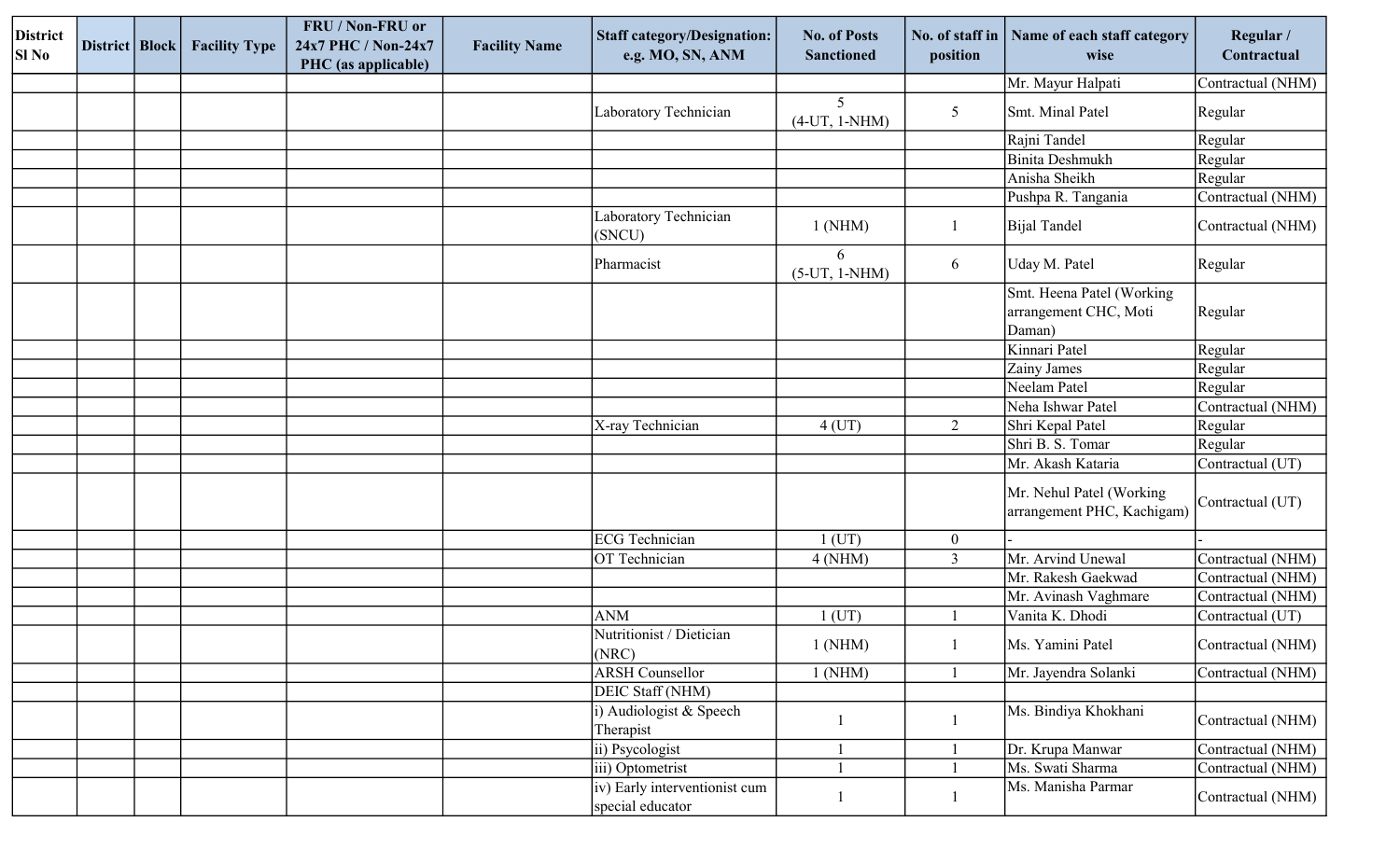| District Sl No | District | Block | Facility Type | FRU / Non-FRU or 24x7 PHC / Non-24x7 PHC (as applicable) | Facility Name | Staff category/Designation: e.g. MO, SN, ANM | No. of Posts Sanctioned | No. of staff in position | Name of each staff category wise | Regular / Contractual |
|---|---|---|---|---|---|---|---|---|---|---|
| | | | | | | | | | Mr. Mayur Halpati | Contractual (NHM) |
| | | | | | | Laboratory Technician | 5 (4-UT, 1-NHM) | 5 | Smt. Minal Patel | Regular |
| | | | | | | | | | Rajni Tandel | Regular |
| | | | | | | | | | Binita Deshmukh | Regular |
| | | | | | | | | | Anisha Sheikh | Regular |
| | | | | | | | | | Pushpa R. Tangania | Contractual (NHM) |
| | | | | | | Laboratory Technician (SNCU) | 1 (NHM) | 1 | Bijal Tandel | Contractual (NHM) |
| | | | | | | Pharmacist | 6 (5-UT, 1-NHM) | 6 | Uday M. Patel | Regular |
| | | | | | | | | | Smt. Heena Patel (Working arrangement CHC, Moti Daman) | Regular |
| | | | | | | | | | Kinnari Patel | Regular |
| | | | | | | | | | Zainy James | Regular |
| | | | | | | | | | Neelam Patel | Regular |
| | | | | | | | | | Neha Ishwar Patel | Contractual (NHM) |
| | | | | | | X-ray Technician | 4 (UT) | 2 | Shri Kepal Patel | Regular |
| | | | | | | | | | Shri B. S. Tomar | Regular |
| | | | | | | | | | Mr. Akash Kataria | Contractual (UT) |
| | | | | | | | | | Mr. Nehul Patel (Working arrangement PHC, Kachigam) | Contractual (UT) |
| | | | | | | ECG Technician | 1 (UT) | 0 | - | - |
| | | | | | | OT Technician | 4 (NHM) | 3 | Mr. Arvind Unewal | Contractual (NHM) |
| | | | | | | | | | Mr. Rakesh Gaekwad | Contractual (NHM) |
| | | | | | | | | | Mr. Avinash Vaghmare | Contractual (NHM) |
| | | | | | | ANM | 1 (UT) | 1 | Vanita K. Dhodi | Contractual (UT) |
| | | | | | | Nutritionist / Dietician (NRC) | 1 (NHM) | 1 | Ms. Yamini Patel | Contractual (NHM) |
| | | | | | | ARSH Counsellor | 1 (NHM) | 1 | Mr. Jayendra Solanki | Contractual (NHM) |
| | | | | | | DEIC Staff (NHM) | | | | |
| | | | | | | i) Audiologist & Speech Therapist | 1 | 1 | Ms. Bindiya Khokhani | Contractual (NHM) |
| | | | | | | ii) Psycologist | 1 | 1 | Dr. Krupa Manwar | Contractual (NHM) |
| | | | | | | iii) Optometrist | 1 | 1 | Ms. Swati Sharma | Contractual (NHM) |
| | | | | | | iv) Early interventionist cum special educator | 1 | 1 | Ms. Manisha Parmar | Contractual (NHM) |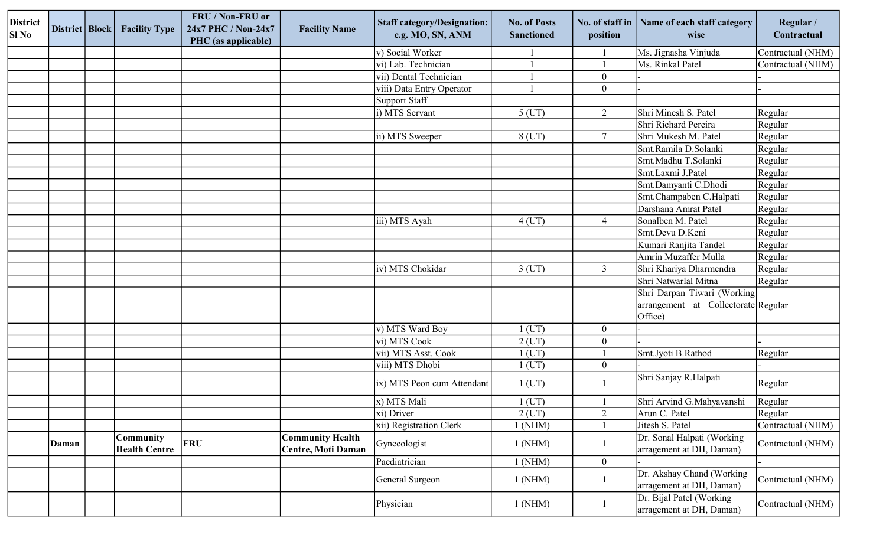| District Sl No | District | Block | Facility Type | FRU / Non-FRU or 24x7 PHC / Non-24x7 PHC (as applicable) | Facility Name | Staff category/Designation: e.g. MO, SN, ANM | No. of Posts Sanctioned | No. of staff in position | Name of each staff category wise | Regular / Contractual |
|---|---|---|---|---|---|---|---|---|---|---|
| | | | | | | v) Social Worker | 1 | 1 | Ms. Jignasha Vinjuda | Contractual (NHM) |
| | | | | | | vi) Lab. Technician | 1 | 1 | Ms. Rinkal Patel | Contractual (NHM) |
| | | | | | | vii) Dental Technician | 1 | 0 | - | - |
| | | | | | | viii) Data Entry Operator | 1 | 0 | - | - |
| | | | | | | Support Staff | | | | |
| | | | | | | i) MTS Servant | 5 (UT) | 2 | Shri Minesh S. Patel | Regular |
| | | | | | | | | | Shri Richard Pereira | Regular |
| | | | | | | ii) MTS Sweeper | 8 (UT) | 7 | Shri Mukesh M. Patel | Regular |
| | | | | | | | | | Smt.Ramila D.Solanki | Regular |
| | | | | | | | | | Smt.Madhu T.Solanki | Regular |
| | | | | | | | | | Smt.Laxmi J.Patel | Regular |
| | | | | | | | | | Smt.Damyanti C.Dhodi | Regular |
| | | | | | | | | | Smt.Champaben C.Halpati | Regular |
| | | | | | | | | | Darshana Amrat Patel | Regular |
| | | | | | | iii) MTS Ayah | 4 (UT) | 4 | Sonalben M. Patel | Regular |
| | | | | | | | | | Smt.Devu D.Keni | Regular |
| | | | | | | | | | Kumari Ranjita Tandel | Regular |
| | | | | | | | | | Amrin Muzaffer Mulla | Regular |
| | | | | | | iv) MTS Chokidar | 3 (UT) | 3 | Shri Khariya Dharmendra | Regular |
| | | | | | | | | | Shri Natwarlal Mitna | Regular |
| | | | | | | | | | Shri Darpan Tiwari (Working arrangement at Collectorate Office) | Regular |
| | | | | | | v) MTS Ward Boy | 1 (UT) | 0 | - | |
| | | | | | | vi) MTS Cook | 2 (UT) | 0 | - | - |
| | | | | | | vii) MTS Asst. Cook | 1 (UT) | 1 | Smt.Jyoti B.Rathod | Regular |
| | | | | | | viii) MTS Dhobi | 1 (UT) | 0 | - | - |
| | | | | | | ix) MTS Peon cum Attendant | 1 (UT) | 1 | Shri Sanjay R.Halpati | Regular |
| | | | | | | x) MTS Mali | 1 (UT) | 1 | Shri Arvind G.Mahyavanshi | Regular |
| | | | | | | xi) Driver | 2 (UT) | 2 | Arun C. Patel | Regular |
| | | | | | | xii) Registration Clerk | 1 (NHM) | 1 | Jitesh S. Patel | Contractual (NHM) |
| | **Daman** | | **Community Health Centre** | **FRU** | **Community Health Centre, Moti Daman** | Gynecologist | 1 (NHM) | 1 | Dr. Sonal Halpati (Working arragement at DH, Daman) | Contractual (NHM) |
| | | | | | | Paediatrician | 1 (NHM) | 0 | - | - |
| | | | | | | General Surgeon | 1 (NHM) | 1 | Dr. Akshay Chand (Working arragement at DH, Daman) | Contractual (NHM) |
| | | | | | | Physician | 1 (NHM) | 1 | Dr. Bijal Patel (Working arragement at DH, Daman) | Contractual (NHM) |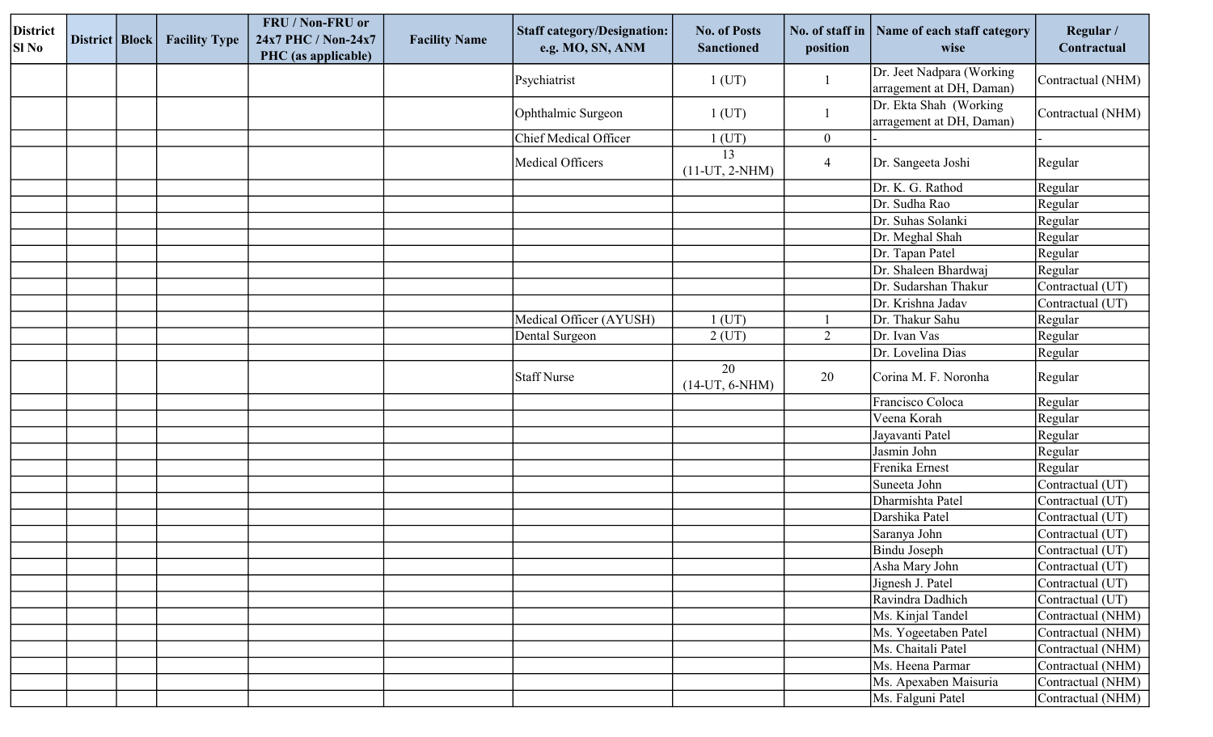| District Sl No | District | Block | Facility Type | FRU / Non-FRU or 24x7 PHC / Non-24x7 PHC (as applicable) | Facility Name | Staff category/Designation: e.g. MO, SN, ANM | No. of Posts Sanctioned | No. of staff in position | Name of each staff category wise | Regular / Contractual |
|---|---|---|---|---|---|---|---|---|---|---|
| | | | | | | Psychiatrist | 1 (UT) | 1 | Dr. Jeet Nadpara (Working arragement at DH, Daman) | Contractual (NHM) |
| | | | | | | Ophthalmic Surgeon | 1 (UT) | 1 | Dr. Ekta Shah (Working arragement at DH, Daman) | Contractual (NHM) |
| | | | | | | Chief Medical Officer | 1 (UT) | 0 | - | - |
| | | | | | | Medical Officers | 13 (11-UT, 2-NHM) | 4 | Dr. Sangeeta Joshi | Regular |
| | | | | | | | | | Dr. K. G. Rathod | Regular |
| | | | | | | | | | Dr. Sudha Rao | Regular |
| | | | | | | | | | Dr. Suhas Solanki | Regular |
| | | | | | | | | | Dr. Meghal Shah | Regular |
| | | | | | | | | | Dr. Tapan Patel | Regular |
| | | | | | | | | | Dr. Shaleen Bhardwaj | Regular |
| | | | | | | | | | Dr. Sudarshan Thakur | Contractual (UT) |
| | | | | | | | | | Dr. Krishna Jadav | Contractual (UT) |
| | | | | | | Medical Officer (AYUSH) | 1 (UT) | 1 | Dr. Thakur Sahu | Regular |
| | | | | | | Dental Surgeon | 2 (UT) | 2 | Dr. Ivan Vas | Regular |
| | | | | | | | | | Dr. Lovelina Dias | Regular |
| | | | | | | Staff Nurse | 20 (14-UT, 6-NHM) | 20 | Corina M. F. Noronha | Regular |
| | | | | | | | | | Francisco Coloca | Regular |
| | | | | | | | | | Veena Korah | Regular |
| | | | | | | | | | Jayavanti Patel | Regular |
| | | | | | | | | | Jasmin John | Regular |
| | | | | | | | | | Frenika Ernest | Regular |
| | | | | | | | | | Suneeta John | Contractual (UT) |
| | | | | | | | | | Dharmishta Patel | Contractual (UT) |
| | | | | | | | | | Darshika Patel | Contractual (UT) |
| | | | | | | | | | Saranya John | Contractual (UT) |
| | | | | | | | | | Bindu Joseph | Contractual (UT) |
| | | | | | | | | | Asha Mary John | Contractual (UT) |
| | | | | | | | | | Jignesh J. Patel | Contractual (UT) |
| | | | | | | | | | Ravindra Dadhich | Contractual (UT) |
| | | | | | | | | | Ms. Kinjal Tandel | Contractual (NHM) |
| | | | | | | | | | Ms. Yogeetaben Patel | Contractual (NHM) |
| | | | | | | | | | Ms. Chaitali Patel | Contractual (NHM) |
| | | | | | | | | | Ms. Heena Parmar | Contractual (NHM) |
| | | | | | | | | | Ms. Apexaben Maisuria | Contractual (NHM) |
| | | | | | | | | | Ms. Falguni Patel | Contractual (NHM) |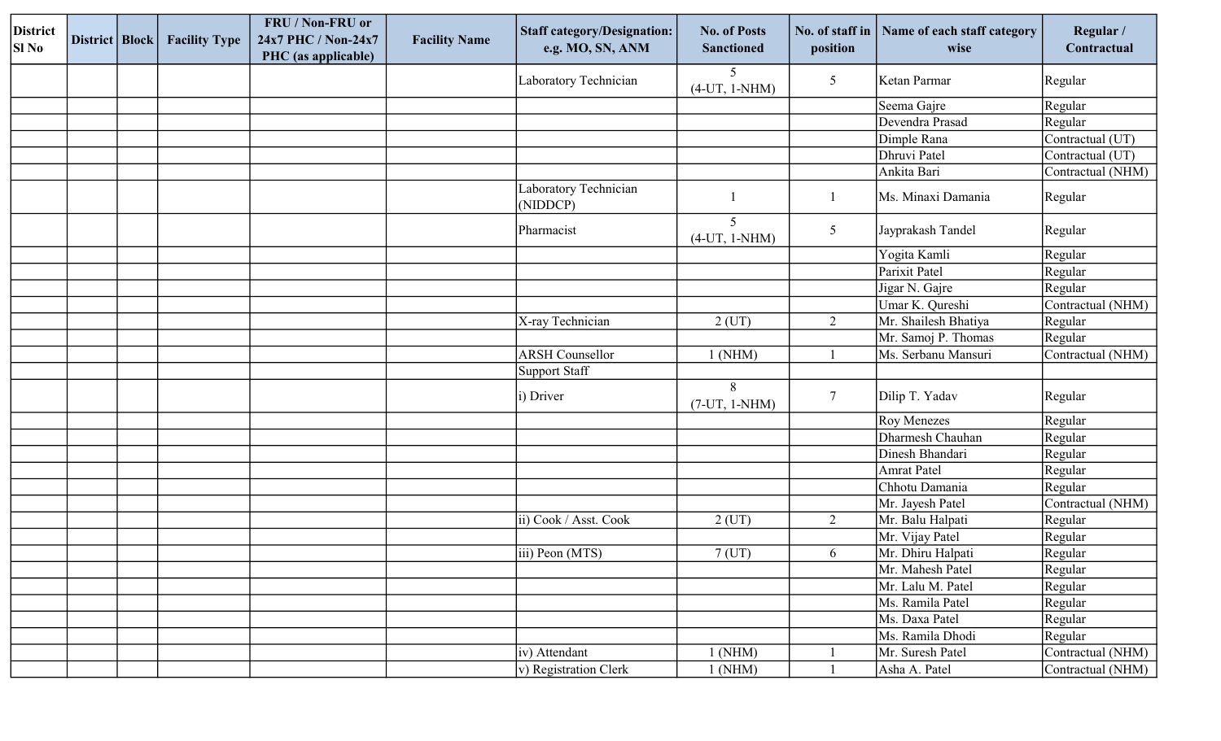| District Sl No | District | Block | Facility Type | FRU / Non-FRU or 24x7 PHC / Non-24x7 PHC (as applicable) | Facility Name | Staff category/Designation: e.g. MO, SN, ANM | No. of Posts Sanctioned | No. of staff in position | Name of each staff category wise | Regular / Contractual |
|---|---|---|---|---|---|---|---|---|---|---|
| | | | | | | Laboratory Technician | 5 (4-UT, 1-NHM) | 5 | Ketan Parmar | Regular |
| | | | | | | | | | Seema Gajre | Regular |
| | | | | | | | | | Devendra Prasad | Regular |
| | | | | | | | | | Dimple Rana | Contractual (UT) |
| | | | | | | | | | Dhruvi Patel | Contractual (UT) |
| | | | | | | | | | Ankita Bari | Contractual (NHM) |
| | | | | | | Laboratory Technician (NIDDCP) | 1 | 1 | Ms. Minaxi Damania | Regular |
| | | | | | | Pharmacist | 5 (4-UT, 1-NHM) | 5 | Jayprakash Tandel | Regular |
| | | | | | | | | | Yogita Kamli | Regular |
| | | | | | | | | | Parixit Patel | Regular |
| | | | | | | | | | Jigar N. Gajre | Regular |
| | | | | | | | | | Umar K. Qureshi | Contractual (NHM) |
| | | | | | | X-ray Technician | 2 (UT) | 2 | Mr. Shailesh Bhatiya | Regular |
| | | | | | | | | | Mr. Samoj P. Thomas | Regular |
| | | | | | | ARSH Counsellor | 1 (NHM) | 1 | Ms. Serbanu Mansuri | Contractual (NHM) |
| | | | | | | Support Staff | | | | |
| | | | | | | i) Driver | 8 (7-UT, 1-NHM) | 7 | Dilip T. Yadav | Regular |
| | | | | | | | | | Roy Menezes | Regular |
| | | | | | | | | | Dharmesh Chauhan | Regular |
| | | | | | | | | | Dinesh Bhandari | Regular |
| | | | | | | | | | Amrat Patel | Regular |
| | | | | | | | | | Chhotu Damania | Regular |
| | | | | | | | | | Mr. Jayesh Patel | Contractual (NHM) |
| | | | | | | ii) Cook / Asst. Cook | 2 (UT) | 2 | Mr. Balu Halpati | Regular |
| | | | | | | | | | Mr. Vijay Patel | Regular |
| | | | | | | iii) Peon (MTS) | 7 (UT) | 6 | Mr. Dhiru Halpati | Regular |
| | | | | | | | | | Mr. Mahesh Patel | Regular |
| | | | | | | | | | Mr. Lalu M. Patel | Regular |
| | | | | | | | | | Ms. Ramila Patel | Regular |
| | | | | | | | | | Ms. Daxa Patel | Regular |
| | | | | | | | | | Ms. Ramila Dhodi | Regular |
| | | | | | | iv) Attendant | 1 (NHM) | 1 | Mr. Suresh Patel | Contractual (NHM) |
| | | | | | | v) Registration Clerk | 1 (NHM) | 1 | Asha A. Patel | Contractual (NHM) |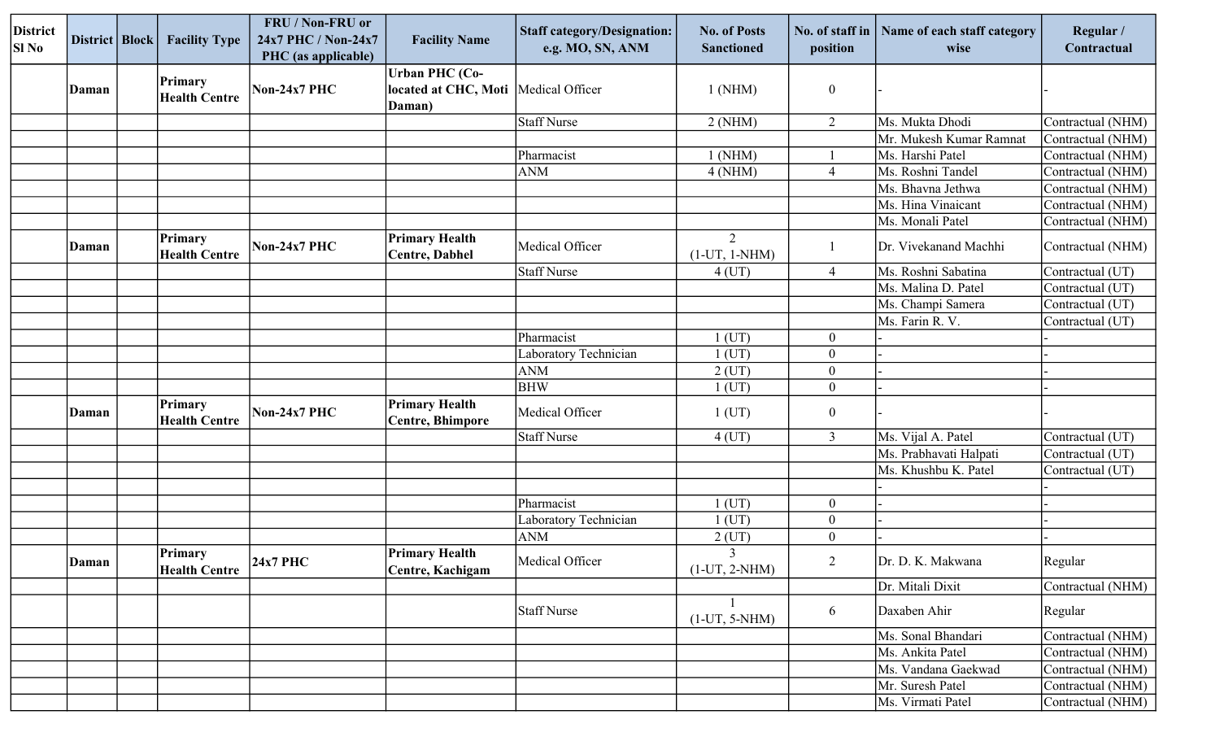| District Sl No | District | Block | Facility Type | FRU / Non-FRU or 24x7 PHC / Non-24x7 PHC (as applicable) | Facility Name | Staff category/Designation: e.g. MO, SN, ANM | No. of Posts Sanctioned | No. of staff in position | Name of each staff category wise | Regular / Contractual |
|---|---|---|---|---|---|---|---|---|---|---|
| | **Daman** | | **Primary Health Centre** | **Non-24x7 PHC** | **Urban PHC (Co-located at CHC, Moti Daman)** | Medical Officer | 1 (NHM) | 0 | - | - |
| | | | | | | Staff Nurse | 2 (NHM) | 2 | Ms. Mukta Dhodi | Contractual (NHM) |
| | | | | | | | | | Mr. Mukesh Kumar Ramnat | Contractual (NHM) |
| | | | | | | Pharmacist | 1 (NHM) | 1 | Ms. Harshi Patel | Contractual (NHM) |
| | | | | | | ANM | 4 (NHM) | 4 | Ms. Roshni Tandel | Contractual (NHM) |
| | | | | | | | | | Ms. Bhavna Jethwa | Contractual (NHM) |
| | | | | | | | | | Ms. Hina Vinaicant | Contractual (NHM) |
| | | | | | | | | | Ms. Monali Patel | Contractual (NHM) |
| | **Daman** | | **Primary Health Centre** | **Non-24x7 PHC** | **Primary Health Centre, Dabhel** | Medical Officer | 2 (1-UT, 1-NHM) | 1 | Dr. Vivekanand Machhi | Contractual (NHM) |
| | | | | | | Staff Nurse | 4 (UT) | 4 | Ms. Roshni Sabatina | Contractual (UT) |
| | | | | | | | | | Ms. Malina D. Patel | Contractual (UT) |
| | | | | | | | | | Ms. Champi Samera | Contractual (UT) |
| | | | | | | | | | Ms. Farin R. V. | Contractual (UT) |
| | | | | | | Pharmacist | 1 (UT) | 0 | - | - |
| | | | | | | Laboratory Technician | 1 (UT) | 0 | - | - |
| | | | | | | ANM | 2 (UT) | 0 | - | - |
| | | | | | | BHW | 1 (UT) | 0 | - | - |
| | **Daman** | | **Primary Health Centre** | **Non-24x7 PHC** | **Primary Health Centre, Bhimpore** | Medical Officer | 1 (UT) | 0 | - | - |
| | | | | | | Staff Nurse | 4 (UT) | 3 | Ms. Vijal A. Patel | Contractual (UT) |
| | | | | | | | | | Ms. Prabhavati Halpati | Contractual (UT) |
| | | | | | | | | | Ms. Khushbu K. Patel | Contractual (UT) |
| | | | | | | | | | - | - |
| | | | | | | Pharmacist | 1 (UT) | 0 | - | - |
| | | | | | | Laboratory Technician | 1 (UT) | 0 | - | - |
| | | | | | | ANM | 2 (UT) | 0 | - | - |
| | **Daman** | | **Primary Health Centre** | **24x7 PHC** | **Primary Health Centre, Kachigam** | Medical Officer | 3 (1-UT, 2-NHM) | 2 | Dr. D. K. Makwana | Regular |
| | | | | | | | | | Dr. Mitali Dixit | Contractual (NHM) |
| | | | | | | Staff Nurse | 1 (1-UT, 5-NHM) | 6 | Daxaben Ahir | Regular |
| | | | | | | | | | Ms. Sonal Bhandari | Contractual (NHM) |
| | | | | | | | | | Ms. Ankita Patel | Contractual (NHM) |
| | | | | | | | | | Ms. Vandana Gaekwad | Contractual (NHM) |
| | | | | | | | | | Mr. Suresh Patel | Contractual (NHM) |
| | | | | | | | | | Ms. Virmati Patel | Contractual (NHM) |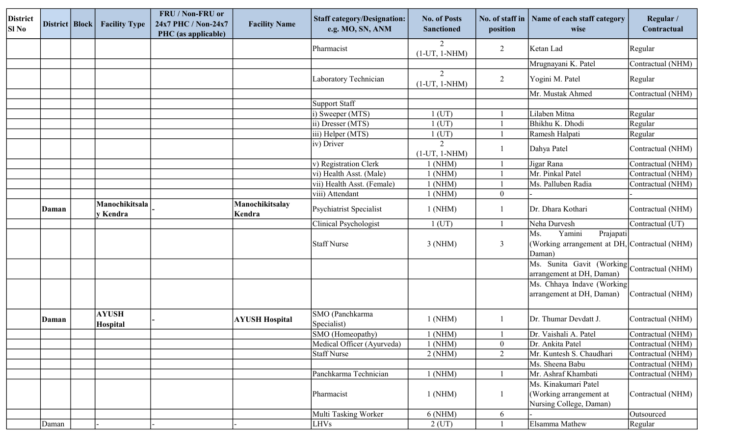| District Sl No | District | Block | Facility Type | FRU / Non-FRU or 24x7 PHC / Non-24x7 PHC (as applicable) | Facility Name | Staff category/Designation: e.g. MO, SN, ANM | No. of Posts Sanctioned | No. of staff in position | Name of each staff category wise | Regular / Contractual |
|---|---|---|---|---|---|---|---|---|---|---|
| | | | | | | Pharmacist | 2 (1-UT, 1-NHM) | 2 | Ketan Lad | Regular |
| | | | | | | | | | Mrugnayani K. Patel | Contractual (NHM) |
| | | | | | | Laboratory Technician | 2 (1-UT, 1-NHM) | 2 | Yogini M. Patel | Regular |
| | | | | | | | | | Mr. Mustak Ahmed | Contractual (NHM) |
| | | | | | | Support Staff | | | | |
| | | | | | | i) Sweeper (MTS) | 1 (UT) | 1 | Lilaben Mitna | Regular |
| | | | | | | ii) Dresser (MTS) | 1 (UT) | 1 | Bhikhu K. Dhodi | Regular |
| | | | | | | iii) Helper (MTS) | 1 (UT) | 1 | Ramesh Halpati | Regular |
| | | | | | | iv) Driver | 2 (1-UT, 1-NHM) | 1 | Dahya Patel | Contractual (NHM) |
| | | | | | | v) Registration Clerk | 1 (NHM) | 1 | Jigar Rana | Contractual (NHM) |
| | | | | | | vi) Health Asst. (Male) | 1 (NHM) | 1 | Mr. Pinkal Patel | Contractual (NHM) |
| | | | | | | vii) Health Asst. (Female) | 1 (NHM) | 1 | Ms. Palluben Radia | Contractual (NHM) |
| | | | | | | viii) Attendant | 1 (NHM) | 0 | - | - |
| | **Daman** | | **Manochikitsalay Kendra** | - | **Manochikitsalay Kendra** | Psychiatrist Specialist | 1 (NHM) | 1 | Dr. Dhara Kothari | Contractual (NHM) |
| | | | | | | Clinical Psychologist | 1 (UT) | 1 | Neha Durvesh | Contractual (UT) |
| | | | | | | Staff Nurse | 3 (NHM) | 3 | Ms. Yamini Prajapati (Working arrangement at DH, Daman) | Contractual (NHM) |
| | | | | | | | | | Ms. Sunita Gavit (Working arrangement at DH, Daman) | Contractual (NHM) |
| | | | | | | | | | Ms. Chhaya Indave (Working arrangement at DH, Daman) | Contractual (NHM) |
| | **Daman** | | **AYUSH Hospital** | - | **AYUSH Hospital** | SMO (Panchkarma Specialist) | 1 (NHM) | 1 | Dr. Thumar Devdatt J. | Contractual (NHM) |
| | | | | | | SMO (Homeopathy) | 1 (NHM) | 1 | Dr. Vaishali A. Patel | Contractual (NHM) |
| | | | | | | Medical Officer (Ayurveda) | 1 (NHM) | 0 | Dr. Ankita Patel | Contractual (NHM) |
| | | | | | | Staff Nurse | 2 (NHM) | 2 | Mr. Kuntesh S. Chaudhari | Contractual (NHM) |
| | | | | | | | | | Ms. Sheena Babu | Contractual (NHM) |
| | | | | | | Panchkarma Technician | 1 (NHM) | 1 | Mr. Ashraf Khambati | Contractual (NHM) |
| | | | | | | Pharmacist | 1 (NHM) | 1 | Ms. Kinakumari Patel (Working arrangement at Nursing College, Daman) | Contractual (NHM) |
| | | | | | | Multi Tasking Worker | 6 (NHM) | 6 | - | Outsourced |
| | Daman | | - | - | - | LHVs | 2 (UT) | 1 | Elsamma Mathew | Regular |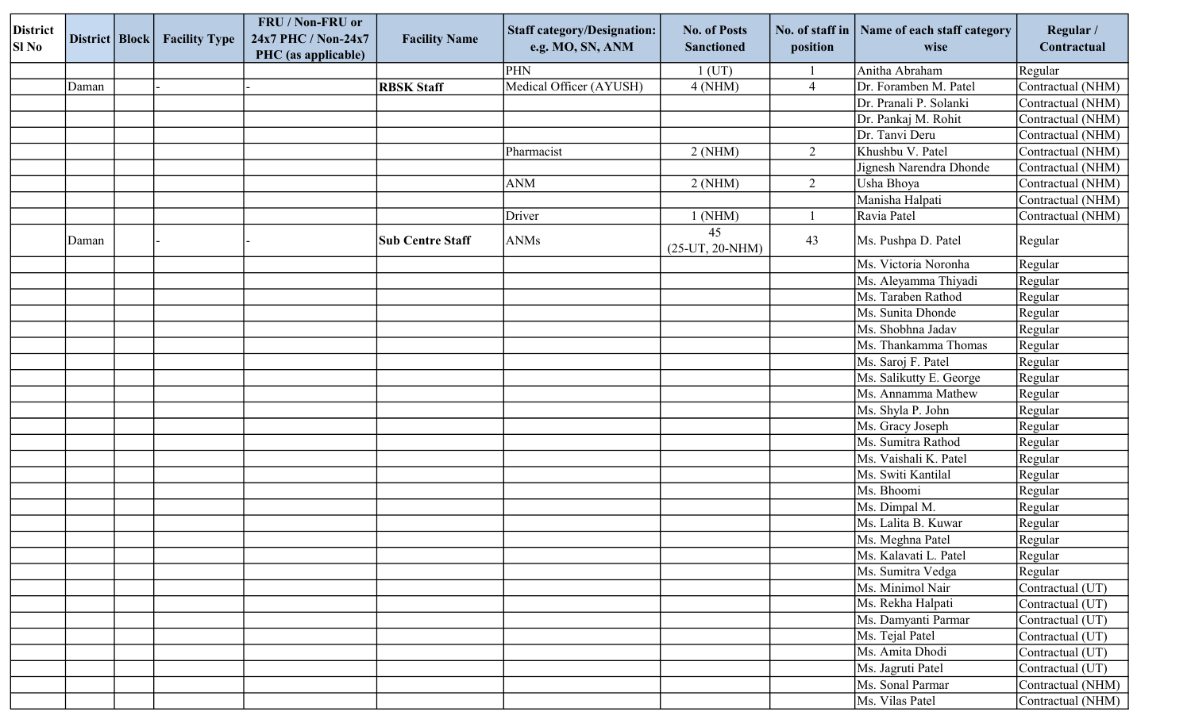| District Sl No | District | Block | Facility Type | FRU / Non-FRU or 24x7 PHC / Non-24x7 PHC (as applicable) | Facility Name | Staff category/Designation: e.g. MO, SN, ANM | No. of Posts Sanctioned | No. of staff in position | Name of each staff category wise | Regular / Contractual |
|---|---|---|---|---|---|---|---|---|---|---|
| | | | | | | PHN | 1 (UT) | 1 | Anitha Abraham | Regular |
| | Daman | | - | - | **RBSK Staff** | Medical Officer (AYUSH) | 4 (NHM) | 4 | Dr. Foramben M. Patel | Contractual (NHM) |
| | | | | | | | | | Dr. Pranali P. Solanki | Contractual (NHM) |
| | | | | | | | | | Dr. Pankaj M. Rohit | Contractual (NHM) |
| | | | | | | | | | Dr. Tanvi Deru | Contractual (NHM) |
| | | | | | | Pharmacist | 2 (NHM) | 2 | Khushbu V. Patel | Contractual (NHM) |
| | | | | | | | | | Jignesh Narendra Dhonde | Contractual (NHM) |
| | | | | | | ANM | 2 (NHM) | 2 | Usha Bhoya | Contractual (NHM) |
| | | | | | | | | | Manisha Halpati | Contractual (NHM) |
| | | | | | | Driver | 1 (NHM) | 1 | Ravia Patel | Contractual (NHM) |
| | Daman | | - | - | **Sub Centre Staff** | ANMs | 45 (25-UT, 20-NHM) | 43 | Ms. Pushpa D. Patel | Regular |
| | | | | | | | | | Ms. Victoria Noronha | Regular |
| | | | | | | | | | Ms. Aleyamma Thiyadi | Regular |
| | | | | | | | | | Ms. Taraben Rathod | Regular |
| | | | | | | | | | Ms. Sunita Dhonde | Regular |
| | | | | | | | | | Ms. Shobhna Jadav | Regular |
| | | | | | | | | | Ms. Thankamma Thomas | Regular |
| | | | | | | | | | Ms. Saroj F. Patel | Regular |
| | | | | | | | | | Ms. Salikutty E. George | Regular |
| | | | | | | | | | Ms. Annamma Mathew | Regular |
| | | | | | | | | | Ms. Shyla P. John | Regular |
| | | | | | | | | | Ms. Gracy Joseph | Regular |
| | | | | | | | | | Ms. Sumitra Rathod | Regular |
| | | | | | | | | | Ms. Vaishali K. Patel | Regular |
| | | | | | | | | | Ms. Switi Kantilal | Regular |
| | | | | | | | | | Ms. Bhoomi | Regular |
| | | | | | | | | | Ms. Dimpal M. | Regular |
| | | | | | | | | | Ms. Lalita B. Kuwar | Regular |
| | | | | | | | | | Ms. Meghna Patel | Regular |
| | | | | | | | | | Ms. Kalavati L. Patel | Regular |
| | | | | | | | | | Ms. Sumitra Vedga | Regular |
| | | | | | | | | | Ms. Minimol Nair | Contractual (UT) |
| | | | | | | | | | Ms. Rekha Halpati | Contractual (UT) |
| | | | | | | | | | Ms. Damyanti Parmar | Contractual (UT) |
| | | | | | | | | | Ms. Tejal Patel | Contractual (UT) |
| | | | | | | | | | Ms. Amita Dhodi | Contractual (UT) |
| | | | | | | | | | Ms. Jagruti Patel | Contractual (UT) |
| | | | | | | | | | Ms. Sonal Parmar | Contractual (NHM) |
| | | | | | | | | | Ms. Vilas Patel | Contractual (NHM) |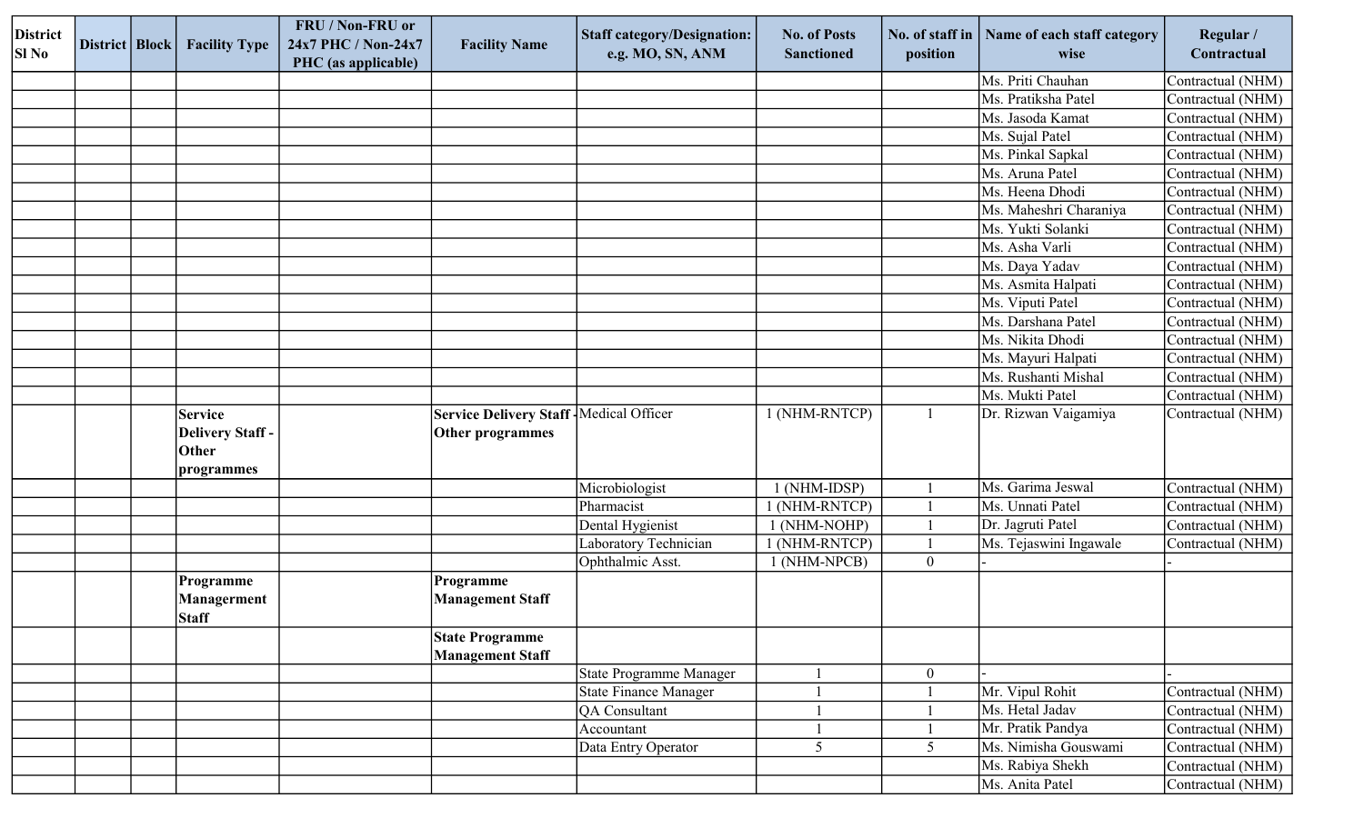| District Sl No | District | Block | Facility Type | FRU / Non-FRU or 24x7 PHC / Non-24x7 PHC (as applicable) | Facility Name | Staff category/Designation: e.g. MO, SN, ANM | No. of Posts Sanctioned | No. of staff in position | Name of each staff category wise | Regular / Contractual |
|---|---|---|---|---|---|---|---|---|---|---|
| | | | | | | | | | Ms. Priti Chauhan | Contractual (NHM) |
| | | | | | | | | | Ms. Pratiksha Patel | Contractual (NHM) |
| | | | | | | | | | Ms. Jasoda Kamat | Contractual (NHM) |
| | | | | | | | | | Ms. Sujal Patel | Contractual (NHM) |
| | | | | | | | | | Ms. Pinkal Sapkal | Contractual (NHM) |
| | | | | | | | | | Ms. Aruna Patel | Contractual (NHM) |
| | | | | | | | | | Ms. Heena Dhodi | Contractual (NHM) |
| | | | | | | | | | Ms. Maheshri Charaniya | Contractual (NHM) |
| | | | | | | | | | Ms. Yukti Solanki | Contractual (NHM) |
| | | | | | | | | | Ms. Asha Varli | Contractual (NHM) |
| | | | | | | | | | Ms. Daya Yadav | Contractual (NHM) |
| | | | | | | | | | Ms. Asmita Halpati | Contractual (NHM) |
| | | | | | | | | | Ms. Viputi Patel | Contractual (NHM) |
| | | | | | | | | | Ms. Darshana Patel | Contractual (NHM) |
| | | | | | | | | | Ms. Nikita Dhodi | Contractual (NHM) |
| | | | | | | | | | Ms. Mayuri Halpati | Contractual (NHM) |
| | | | | | | | | | Ms. Rushanti Mishal | Contractual (NHM) |
| | | | | | | | | | Ms. Mukti Patel | Contractual (NHM) |
| | | | **Service Delivery Staff - Other programmes** | | **Service Delivery Staff - Other programmes** | Medical Officer | 1 (NHM-RNTCP) | 1 | Dr. Rizwan Vaigamiya | Contractual (NHM) |
| | | | | | | Microbiologist | 1 (NHM-IDSP) | 1 | Ms. Garima Jeswal | Contractual (NHM) |
| | | | | | | Pharmacist | 1 (NHM-RNTCP) | 1 | Ms. Unnati Patel | Contractual (NHM) |
| | | | | | | Dental Hygienist | 1 (NHM-NOHP) | 1 | Dr. Jagruti Patel | Contractual (NHM) |
| | | | | | | Laboratory Technician | 1 (NHM-RNTCP) | 1 | Ms. Tejaswini Ingawale | Contractual (NHM) |
| | | | | | | Ophthalmic Asst. | 1 (NHM-NPCB) | 0 | - | - |
| | | | **Programme Managerment Staff** | | **Programme Management Staff** | | | | | |
| | | | | | **State Programme Management Staff** | | | | | |
| | | | | | | State Programme Manager | 1 | 0 | - | - |
| | | | | | | State Finance Manager | 1 | 1 | Mr. Vipul Rohit | Contractual (NHM) |
| | | | | | | QA Consultant | 1 | 1 | Ms. Hetal Jadav | Contractual (NHM) |
| | | | | | | Accountant | 1 | 1 | Mr. Pratik Pandya | Contractual (NHM) |
| | | | | | | Data Entry Operator | 5 | 5 | Ms. Nimisha Gouswami | Contractual (NHM) |
| | | | | | | | | | Ms. Rabiya Shekh | Contractual (NHM) |
| | | | | | | | | | Ms. Anita Patel | Contractual (NHM) |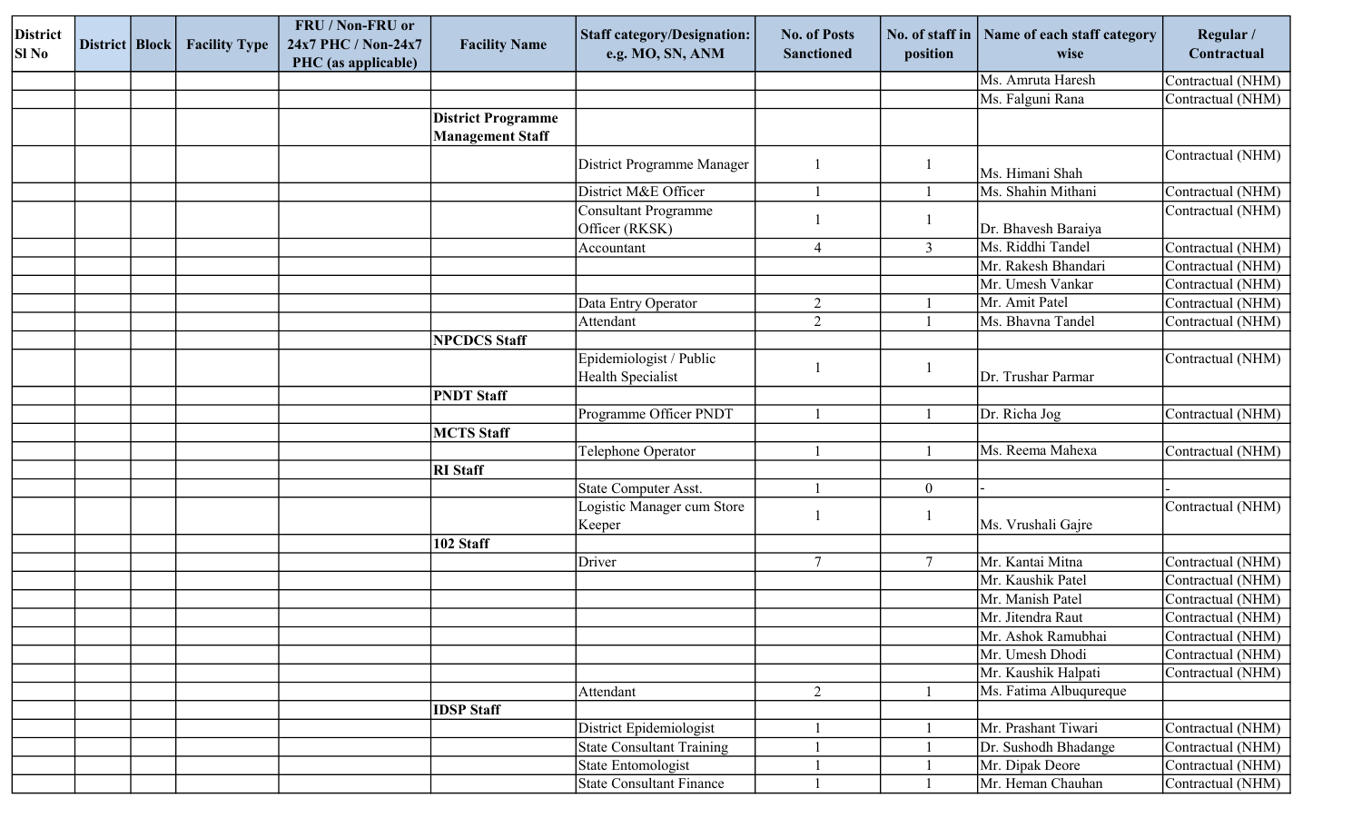| District Sl No | District | Block | Facility Type | FRU / Non-FRU or 24x7 PHC / Non-24x7 PHC (as applicable) | Facility Name | Staff category/Designation: e.g. MO, SN, ANM | No. of Posts Sanctioned | No. of staff in position | Name of each staff category wise | Regular / Contractual |
|---|---|---|---|---|---|---|---|---|---|---|
| | | | | | | | | | Ms. Amruta Haresh | Contractual (NHM) |
| | | | | | | | | | Ms. Falguni Rana | Contractual (NHM) |
| | | | | | **District Programme Management Staff** | | | | | |
| | | | | | | District Programme Manager | 1 | 1 | Ms. Himani Shah | Contractual (NHM) |
| | | | | | | District M&E Officer | 1 | 1 | Ms. Shahin Mithani | Contractual (NHM) |
| | | | | | | Consultant Programme Officer (RKSK) | 1 | 1 | Dr. Bhavesh Baraiya | Contractual (NHM) |
| | | | | | | Accountant | 4 | 3 | Ms. Riddhi Tandel | Contractual (NHM) |
| | | | | | | | | | Mr. Rakesh Bhandari | Contractual (NHM) |
| | | | | | | | | | Mr. Umesh Vankar | Contractual (NHM) |
| | | | | | | Data Entry Operator | 2 | 1 | Mr. Amit Patel | Contractual (NHM) |
| | | | | | | Attendant | 2 | 1 | Ms. Bhavna Tandel | Contractual (NHM) |
| | | | | | **NPCDCS Staff** | | | | | |
| | | | | | | Epidemiologist / Public Health Specialist | 1 | 1 | Dr. Trushar Parmar | Contractual (NHM) |
| | | | | | **PNDT Staff** | | | | | |
| | | | | | | Programme Officer PNDT | 1 | 1 | Dr. Richa Jog | Contractual (NHM) |
| | | | | | **MCTS Staff** | | | | | |
| | | | | | | Telephone Operator | 1 | 1 | Ms. Reema Mahexa | Contractual (NHM) |
| | | | | | **RI Staff** | | | | | |
| | | | | | | State Computer Asst. | 1 | 0 | - | - |
| | | | | | | Logistic Manager cum Store Keeper | 1 | 1 | Ms. Vrushali Gajre | Contractual (NHM) |
| | | | | | **102 Staff** | | | | | |
| | | | | | | Driver | 7 | 7 | Mr. Kantai Mitna | Contractual (NHM) |
| | | | | | | | | | Mr. Kaushik Patel | Contractual (NHM) |
| | | | | | | | | | Mr. Manish Patel | Contractual (NHM) |
| | | | | | | | | | Mr. Jitendra Raut | Contractual (NHM) |
| | | | | | | | | | Mr. Ashok Ramubhai | Contractual (NHM) |
| | | | | | | | | | Mr. Umesh Dhodi | Contractual (NHM) |
| | | | | | | | | | Mr. Kaushik Halpati | Contractual (NHM) |
| | | | | | | Attendant | 2 | 1 | Ms. Fatima Albuqureque | |
| | | | | | **IDSP Staff** | | | | | |
| | | | | | | District Epidemiologist | 1 | 1 | Mr. Prashant Tiwari | Contractual (NHM) |
| | | | | | | State Consultant Training | 1 | 1 | Dr. Sushodh Bhadange | Contractual (NHM) |
| | | | | | | State Entomologist | 1 | 1 | Mr. Dipak Deore | Contractual (NHM) |
| | | | | | | State Consultant Finance | 1 | 1 | Mr. Heman Chauhan | Contractual (NHM) |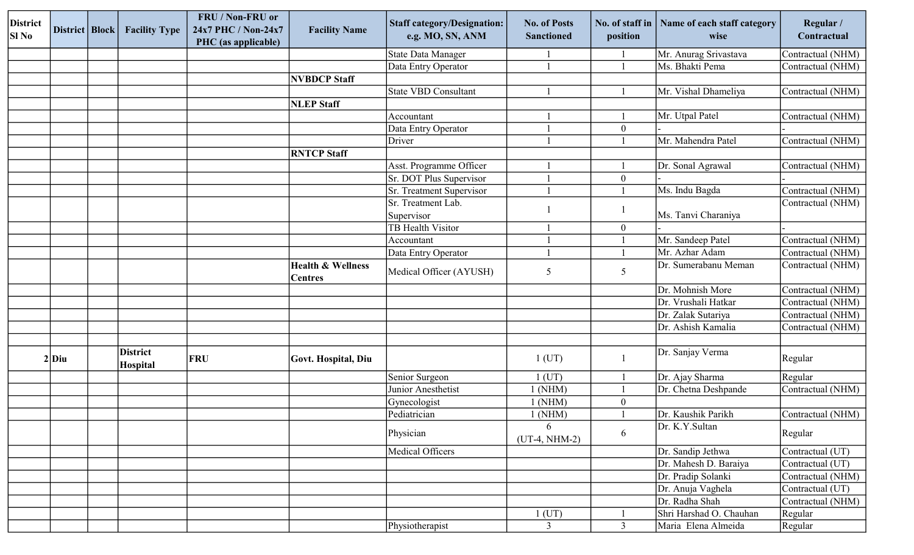| District Sl No | District | Block | Facility Type | FRU / Non-FRU or 24x7 PHC / Non-24x7 PHC (as applicable) | Facility Name | Staff category/Designation: e.g. MO, SN, ANM | No. of Posts Sanctioned | No. of staff in position | Name of each staff category wise | Regular / Contractual |
|---|---|---|---|---|---|---|---|---|---|---|
| | | | | | | State Data Manager | 1 | 1 | Mr. Anurag Srivastava | Contractual (NHM) |
| | | | | | | Data Entry Operator | 1 | 1 | Ms. Bhakti Pema | Contractual (NHM) |
| | | | | | **NVBDCP Staff** | | | | | |
| | | | | | | State VBD Consultant | 1 | 1 | Mr. Vishal Dhameliya | Contractual (NHM) |
| | | | | | **NLEP Staff** | | | | | |
| | | | | | | Accountant | 1 | 1 | Mr. Utpal Patel | Contractual (NHM) |
| | | | | | | Data Entry Operator | 1 | 0 | - | - |
| | | | | | | Driver | 1 | 1 | Mr. Mahendra Patel | Contractual (NHM) |
| | | | | | **RNTCP Staff** | | | | | |
| | | | | | | Asst. Programme Officer | 1 | 1 | Dr. Sonal Agrawal | Contractual (NHM) |
| | | | | | | Sr. DOT Plus Supervisor | 1 | 0 | - | - |
| | | | | | | Sr. Treatment Supervisor | 1 | 1 | Ms. Indu Bagda | Contractual (NHM) |
| | | | | | | Sr. Treatment Lab. Supervisor | 1 | 1 | Ms. Tanvi Charaniya | Contractual (NHM) |
| | | | | | | TB Health Visitor | 1 | 0 | - | - |
| | | | | | | Accountant | 1 | 1 | Mr. Sandeep Patel | Contractual (NHM) |
| | | | | | | Data Entry Operator | 1 | 1 | Mr. Azhar Adam | Contractual (NHM) |
| | | | | | **Health & Wellness Centres** | Medical Officer (AYUSH) | 5 | 5 | Dr. Sumerabanu Meman | Contractual (NHM) |
| | | | | | | | | | Dr. Mohnish More | Contractual (NHM) |
| | | | | | | | | | Dr. Vrushali Hatkar | Contractual (NHM) |
| | | | | | | | | | Dr. Zalak Sutariya | Contractual (NHM) |
| | | | | | | | | | Dr. Ashish Kamalia | Contractual (NHM) |
| | | | | | | | | | | |
| 2 | Diu | | District Hospital | FRU | **Govt. Hospital, Diu** | | 1 (UT) | 1 | Dr. Sanjay Verma | Regular |
| | | | | | | Senior Surgeon | 1 (UT) | 1 | Dr. Ajay Sharma | Regular |
| | | | | | | Junior Anesthetist | 1 (NHM) | 1 | Dr. Chetna Deshpande | Contractual (NHM) |
| | | | | | | Gynecologist | 1 (NHM) | 0 | | |
| | | | | | | Pediatrician | 1 (NHM) | 1 | Dr. Kaushik Parikh | Contractual (NHM) |
| | | | | | | Physician | 6 (UT-4, NHM-2) | 6 | Dr. K.Y.Sultan | Regular |
| | | | | | | Medical Officers | | | Dr. Sandip Jethwa | Contractual (UT) |
| | | | | | | | | | Dr. Mahesh D. Baraiya | Contractual (UT) |
| | | | | | | | | | Dr. Pradip Solanki | Contractual (NHM) |
| | | | | | | | | | Dr. Anuja Vaghela | Contractual (UT) |
| | | | | | | | | | Dr. Radha Shah | Contractual (NHM) |
| | | | | | | | 1 (UT) | 1 | Shri Harshad O. Chauhan | Regular |
| | | | | | | Physiotherapist | 3 | 3 | Maria Elena Almeida | Regular |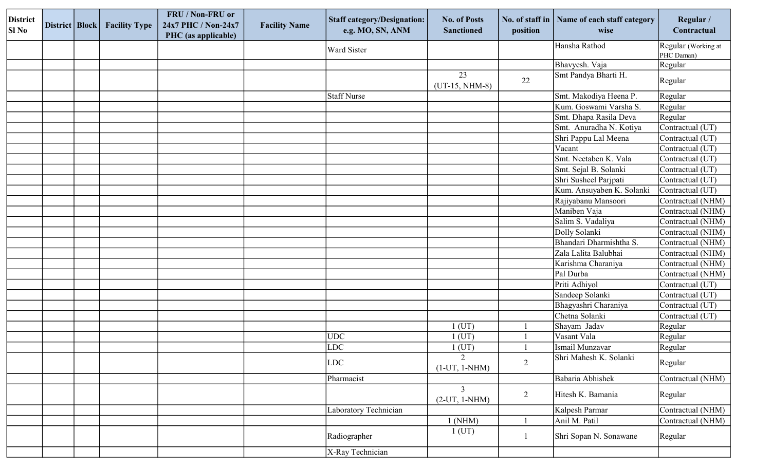| District Sl No | District | Block | Facility Type | FRU / Non-FRU or 24x7 PHC / Non-24x7 PHC (as applicable) | Facility Name | Staff category/Designation: e.g. MO, SN, ANM | No. of Posts Sanctioned | No. of staff in position | Name of each staff category wise | Regular / Contractual |
|---|---|---|---|---|---|---|---|---|---|---|
| | | | | | | Ward Sister | | | Hansha Rathod | Regular (Working at PHC Daman) |
| | | | | | | | | | Bhavyesh. Vaja | Regular |
| | | | | | | | 23 (UT-15, NHM-8) | 22 | Smt Pandya Bharti H. | Regular |
| | | | | | | Staff Nurse | | | Smt. Makodiya Heena P. | Regular |
| | | | | | | | | | Kum. Goswami Varsha S. | Regular |
| | | | | | | | | | Smt. Dhapa Rasila Deva | Regular |
| | | | | | | | | | Smt. Anuradha N. Kotiya | Contractual (UT) |
| | | | | | | | | | Shri Pappu Lal Meena | Contractual (UT) |
| | | | | | | | | | Vacant | Contractual (UT) |
| | | | | | | | | | Smt. Neetaben K. Vala | Contractual (UT) |
| | | | | | | | | | Smt. Sejal B. Solanki | Contractual (UT) |
| | | | | | | | | | Shri Susheel Parjpati | Contractual (UT) |
| | | | | | | | | | Kum. Ansuyaben K. Solanki | Contractual (UT) |
| | | | | | | | | | Rajiyabanu Mansoori | Contractual (NHM) |
| | | | | | | | | | Maniben Vaja | Contractual (NHM) |
| | | | | | | | | | Salim S. Vadaliya | Contractual (NHM) |
| | | | | | | | | | Dolly Solanki | Contractual (NHM) |
| | | | | | | | | | Bhandari Dharmishtha S. | Contractual (NHM) |
| | | | | | | | | | Zala Lalita Balubhai | Contractual (NHM) |
| | | | | | | | | | Karishma Charaniya | Contractual (NHM) |
| | | | | | | | | | Pal Durba | Contractual (NHM) |
| | | | | | | | | | Priti Adhiyol | Contractual (UT) |
| | | | | | | | | | Sandeep Solanki | Contractual (UT) |
| | | | | | | | | | Bhagyashri Charaniya | Contractual (UT) |
| | | | | | | | | | Chetna Solanki | Contractual (UT) |
| | | | | | | | 1 (UT) | 1 | Shayam Jadav | Regular |
| | | | | | | UDC | 1 (UT) | 1 | Vasant Vala | Regular |
| | | | | | | LDC | 1 (UT) | 1 | Ismail Munzavar | Regular |
| | | | | | | LDC | 2 (1-UT, 1-NHM) | 2 | Shri Mahesh K. Solanki | Regular |
| | | | | | | Pharmacist | | | Babaria Abhishek | Contractual (NHM) |
| | | | | | | | 3 (2-UT, 1-NHM) | 2 | Hitesh K. Bamania | Regular |
| | | | | | | Laboratory Technician | | | Kalpesh Parmar | Contractual (NHM) |
| | | | | | | | 1 (NHM) | 1 | Anil M. Patil | Contractual (NHM) |
| | | | | | | Radiographer | 1 (UT) | 1 | Shri Sopan N. Sonawane | Regular |
| | | | | | | X-Ray Technician | | | | |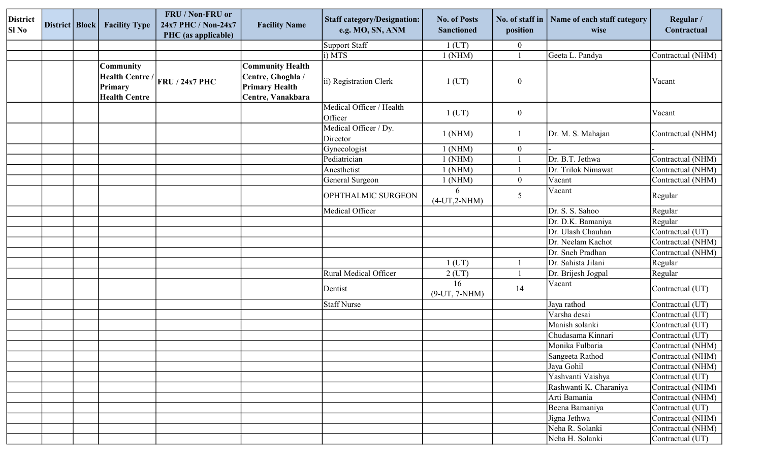| District Sl No | District | Block | Facility Type | FRU / Non-FRU or 24x7 PHC / Non-24x7 PHC (as applicable) | Facility Name | Staff category/Designation: e.g. MO, SN, ANM | No. of Posts Sanctioned | No. of staff in position | Name of each staff category wise | Regular / Contractual |
|---|---|---|---|---|---|---|---|---|---|---|
| | | | | | | Support Staff | 1 (UT) | 0 | | |
| | | | | | | i) MTS | 1 (NHM) | 1 | Geeta L. Pandya | Contractual (NHM) |
| | | | **Community Health Centre / Primary Health Centre** | **FRU / 24x7 PHC** | **Community Health Centre, Ghoghla / Primary Health Centre, Vanakbara** | ii) Registration Clerk | 1 (UT) | 0 | | Vacant |
| | | | | | | Medical Officer / Health Officer | 1 (UT) | 0 | | Vacant |
| | | | | | | Medical Officer / Dy. Director | 1 (NHM) | 1 | Dr. M. S. Mahajan | Contractual (NHM) |
| | | | | | | Gynecologist | 1 (NHM) | 0 | - | - |
| | | | | | | Pediatrician | 1 (NHM) | 1 | Dr. B.T. Jethwa | Contractual (NHM) |
| | | | | | | Anesthetist | 1 (NHM) | 1 | Dr. Trilok Nimawat | Contractual (NHM) |
| | | | | | | General Surgeon | 1 (NHM) | 0 | Vacant | Contractual (NHM) |
| | | | | | | OPHTHALMIC SURGEON | 6 (4-UT,2-NHM) | 5 | Vacant | Regular |
| | | | | | | Medical Officer | | | Dr. S. S. Sahoo | Regular |
| | | | | | | | | | Dr. D.K. Bamaniya | Regular |
| | | | | | | | | | Dr. Ulash Chauhan | Contractual (UT) |
| | | | | | | | | | Dr. Neelam Kachot | Contractual (NHM) |
| | | | | | | | | | Dr. Sneh Pradhan | Contractual (NHM) |
| | | | | | | | 1 (UT) | 1 | Dr. Sahista Jilani | Regular |
| | | | | | | Rural Medical Officer | 2 (UT) | 1 | Dr. Brijesh Jogpal | Regular |
| | | | | | | Dentist | 16 (9-UT, 7-NHM) | 14 | Vacant | Contractual (UT) |
| | | | | | | Staff Nurse | | | Jaya rathod | Contractual (UT) |
| | | | | | | | | | Varsha desai | Contractual (UT) |
| | | | | | | | | | Manish solanki | Contractual (UT) |
| | | | | | | | | | Chudasama Kinnari | Contractual (UT) |
| | | | | | | | | | Monika Fulbaria | Contractual (NHM) |
| | | | | | | | | | Sangeeta Rathod | Contractual (NHM) |
| | | | | | | | | | Jaya Gohil | Contractual (NHM) |
| | | | | | | | | | Yashvanti Vaishya | Contractual (UT) |
| | | | | | | | | | Rashwanti K. Charaniya | Contractual (NHM) |
| | | | | | | | | | Arti Bamania | Contractual (NHM) |
| | | | | | | | | | Beena Bamaniya | Contractual (UT) |
| | | | | | | | | | Jigna Jethwa | Contractual (NHM) |
| | | | | | | | | | Neha R. Solanki | Contractual (NHM) |
| | | | | | | | | | Neha H. Solanki | Contractual (UT) |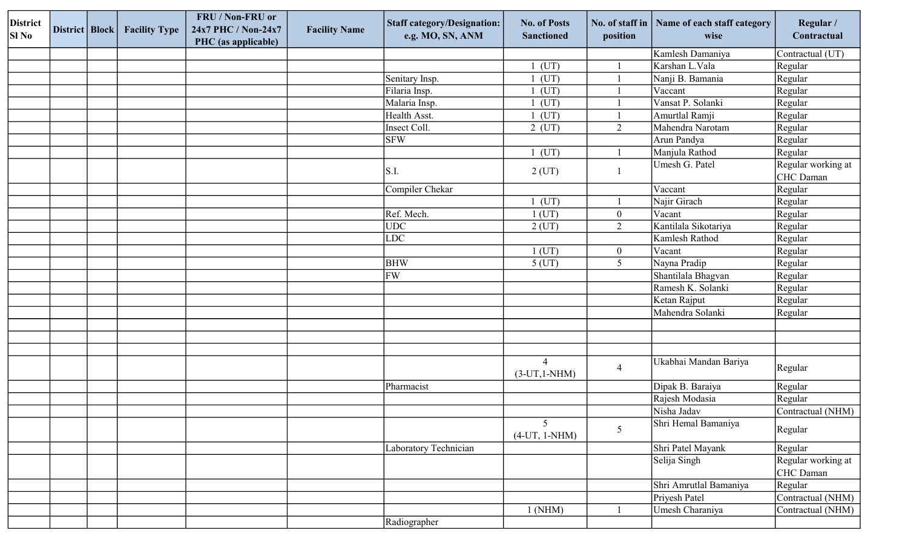| District Sl No | District | Block | Facility Type | FRU / Non-FRU or 24x7 PHC / Non-24x7 PHC (as applicable) | Facility Name | Staff category/Designation: e.g. MO, SN, ANM | No. of Posts Sanctioned | No. of staff in position | Name of each staff category wise | Regular / Contractual |
|---|---|---|---|---|---|---|---|---|---|---|
| | | | | | | | | | Kamlesh Damaniya | Contractual (UT) |
| | | | | | | | 1 (UT) | 1 | Karshan L.Vala | Regular |
| | | | | | | Senitary Insp. | 1 (UT) | 1 | Nanji B. Bamania | Regular |
| | | | | | | Filaria Insp. | 1 (UT) | 1 | Vaccant | Regular |
| | | | | | | Malaria Insp. | 1 (UT) | 1 | Vansat P. Solanki | Regular |
| | | | | | | Health Asst. | 1 (UT) | 1 | Amurtlal Ramji | Regular |
| | | | | | | Insect Coll. | 2 (UT) | 2 | Mahendra Narotam | Regular |
| | | | | | | SFW | | | Arun Pandya | Regular |
| | | | | | | | 1 (UT) | 1 | Manjula Rathod | Regular |
| | | | | | | S.I. | 2 (UT) | 1 | Umesh G. Patel | Regular working at CHC Daman |
| | | | | | | Compiler Chekar | | | Vaccant | Regular |
| | | | | | | | 1 (UT) | 1 | Najir Girach | Regular |
| | | | | | | Ref. Mech. | 1 (UT) | 0 | Vacant | Regular |
| | | | | | | UDC | 2 (UT) | 2 | Kantilala Sikotariya | Regular |
| | | | | | | LDC | | | Kamlesh Rathod | Regular |
| | | | | | | | 1 (UT) | 0 | Vacant | Regular |
| | | | | | | BHW | 5 (UT) | 5 | Nayna Pradip | Regular |
| | | | | | | FW | | | Shantilala Bhagvan | Regular |
| | | | | | | | | | Ramesh K. Solanki | Regular |
| | | | | | | | | | Ketan Rajput | Regular |
| | | | | | | | | | Mahendra Solanki | Regular |
| | | | | | | | | | | |
| | | | | | | | | | | |
| | | | | | | | | | | |
| | | | | | | | 4 (3-UT,1-NHM) | 4 | Ukabhai Mandan Bariya | Regular |
| | | | | | | Pharmacist | | | Dipak B. Baraiya | Regular |
| | | | | | | | | | Rajesh Modasia | Regular |
| | | | | | | | | | Nisha Jadav | Contractual (NHM) |
| | | | | | | | 5 (4-UT, 1-NHM) | 5 | Shri Hemal Bamaniya | Regular |
| | | | | | | Laboratory Technician | | | Shri Patel Mayank | Regular |
| | | | | | | | | | Selija Singh | Regular working at CHC Daman |
| | | | | | | | | | Shri Amrutlal Bamaniya | Regular |
| | | | | | | | | | Priyesh Patel | Contractual (NHM) |
| | | | | | | | 1 (NHM) | 1 | Umesh Charaniya | Contractual (NHM) |
| | | | | | | Radiographer | | | | |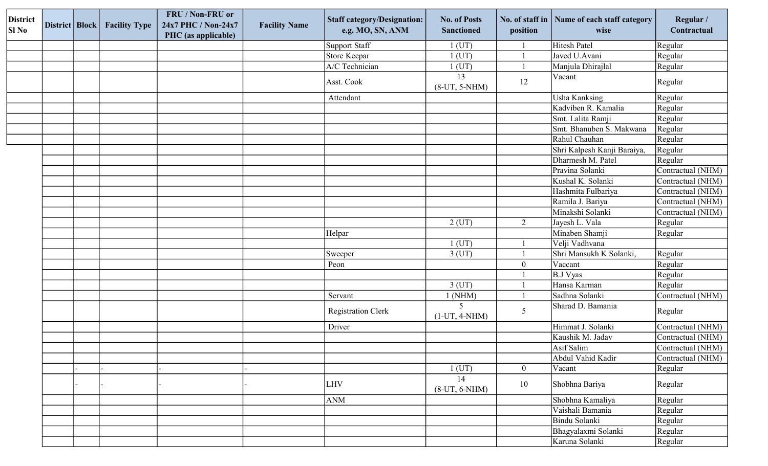| District Sl No | District | Block | Facility Type | FRU / Non-FRU or 24x7 PHC / Non-24x7 PHC (as applicable) | Facility Name | Staff category/Designation: e.g. MO, SN, ANM | No. of Posts Sanctioned | No. of staff in position | Name of each staff category wise | Regular / Contractual |
|---|---|---|---|---|---|---|---|---|---|---|
| | | | | | | Support Staff | 1 (UT) | 1 | Hitesh Patel | Regular |
| | | | | | | Store Keepar | 1 (UT) | 1 | Javed U.Avani | Regular |
| | | | | | | A/C Technician | 1 (UT) | 1 | Manjula Dhirajlal | Regular |
| | | | | | | Asst. Cook | 13 (8-UT, 5-NHM) | 12 | Vacant | Regular |
| | | | | | | Attendant | | | Usha Kanksing | Regular |
| | | | | | | | | | Kadviben R. Kamalia | Regular |
| | | | | | | | | | Smt. Lalita Ramji | Regular |
| | | | | | | | | | Smt. Bhanuben S. Makwana | Regular |
| | | | | | | | | | Rahul Chauhan | Regular |
| | | | | | | | | | Shri Kalpesh Kanji Baraiya, | Regular |
| | | | | | | | | | Dharmesh M. Patel | Regular |
| | | | | | | | | | Pravina Solanki | Contractual (NHM) |
| | | | | | | | | | Kushal K. Solanki | Contractual (NHM) |
| | | | | | | | | | Hashmita Fulbariya | Contractual (NHM) |
| | | | | | | | | | Ramila J. Bariya | Contractual (NHM) |
| | | | | | | | | | Minakshi Solanki | Contractual (NHM) |
| | | | | | | | 2 (UT) | 2 | Jayesh L. Vala | Regular |
| | | | | | | Helpar | | | Minaben Shamji | Regular |
| | | | | | | | 1 (UT) | 1 | Velji Vadhvana | |
| | | | | | | Sweeper | 3 (UT) | 1 | Shri Mansukh K Solanki, | Regular |
| | | | | | | Peon | | 0 | Vaccant | Regular |
| | | | | | | | | 1 | B.J Vyas | Regular |
| | | | | | | | 3 (UT) | 1 | Hansa Karman | Regular |
| | | | | | | Servant | 1 (NHM) | 1 | Sadhna Solanki | Contractual (NHM) |
| | | | | | | Registration Clerk | 5 (1-UT, 4-NHM) | 5 | Sharad D. Bamania | Regular |
| | | | | | | Driver | | | Himmat J. Solanki | Contractual (NHM) |
| | | | | | | | | | Kaushik M. Jadav | Contractual (NHM) |
| | | | | | | | | | Asif Salim | Contractual (NHM) |
| | | | | | | | | | Abdul Vahid Kadir | Contractual (NHM) |
| | - | - | - | - | | | 1 (UT) | 0 | Vacant | Regular |
| | - | - | - | - | | LHV | 14 (8-UT, 6-NHM) | 10 | Shobhna Bariya | Regular |
| | | | | | | ANM | | | Shobhna Kamaliya | Regular |
| | | | | | | | | | Vaishali Bamania | Regular |
| | | | | | | | | | Bindu Solanki | Regular |
| | | | | | | | | | Bhagyalaxmi Solanki | Regular |
| | | | | | | | | | Karuna Solanki | Regular |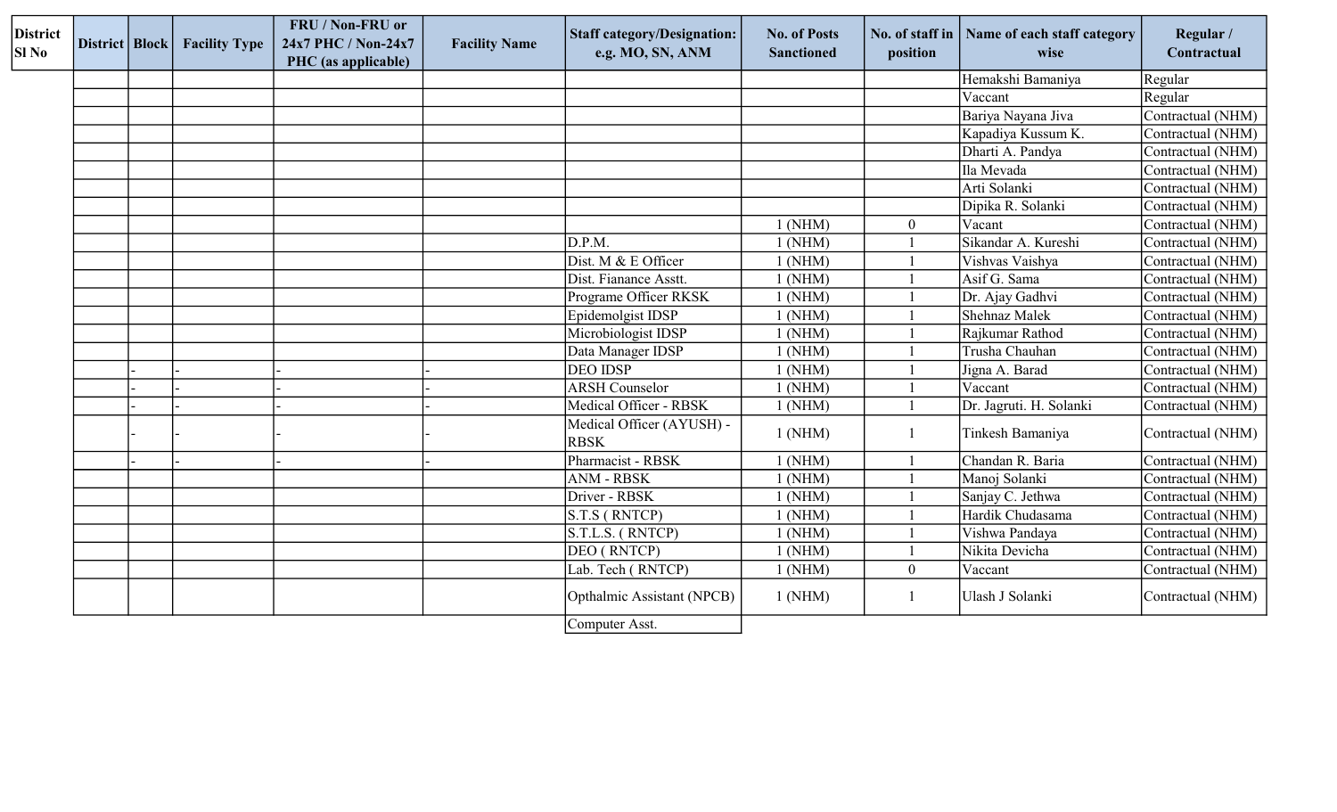| District Sl No | District | Block | Facility Type | FRU / Non-FRU or 24x7 PHC / Non-24x7 PHC (as applicable) | Facility Name | Staff category/Designation: e.g. MO, SN, ANM | No. of Posts Sanctioned | No. of staff in position | Name of each staff category wise | Regular / Contractual |
|---|---|---|---|---|---|---|---|---|---|---|
| | | | | | | | | | Hemakshi Bamaniya | Regular |
| | | | | | | | | | Vaccant | Regular |
| | | | | | | | | | Bariya Nayana Jiva | Contractual (NHM) |
| | | | | | | | | | Kapadiya Kussum K. | Contractual (NHM) |
| | | | | | | | | | Dharti A. Pandya | Contractual (NHM) |
| | | | | | | | | | Ila Mevada | Contractual (NHM) |
| | | | | | | | | | Arti Solanki | Contractual (NHM) |
| | | | | | | | | | Dipika R. Solanki | Contractual (NHM) |
| | | | | | | | 1 (NHM) | 0 | Vacant | Contractual (NHM) |
| | | | | | | D.P.M. | 1 (NHM) | 1 | Sikandar A. Kureshi | Contractual (NHM) |
| | | | | | | Dist. M & E Officer | 1 (NHM) | 1 | Vishvas Vaishya | Contractual (NHM) |
| | | | | | | Dist. Fianance Asstt. | 1 (NHM) | 1 | Asif G. Sama | Contractual (NHM) |
| | | | | | | Programe Officer RKSK | 1 (NHM) | 1 | Dr. Ajay Gadhvi | Contractual (NHM) |
| | | | | | | Epidemolgist IDSP | 1 (NHM) | 1 | Shehnaz Malek | Contractual (NHM) |
| | | | | | | Microbiologist IDSP | 1 (NHM) | 1 | Rajkumar Rathod | Contractual (NHM) |
| | | | | | | Data Manager IDSP | 1 (NHM) | 1 | Trusha Chauhan | Contractual (NHM) |
| | | - | - | - | - | DEO IDSP | 1 (NHM) | 1 | Jigna A. Barad | Contractual (NHM) |
| | | - | - | - | - | ARSH Counselor | 1 (NHM) | 1 | Vaccant | Contractual (NHM) |
| | | - | - | - | - | Medical Officer - RBSK | 1 (NHM) | 1 | Dr. Jagruti. H. Solanki | Contractual (NHM) |
| | | - | - | - | - | Medical Officer (AYUSH) - RBSK | 1 (NHM) | 1 | Tinkesh Bamaniya | Contractual (NHM) |
| | | - | - | - | - | Pharmacist - RBSK | 1 (NHM) | 1 | Chandan R. Baria | Contractual (NHM) |
| | | | | | | ANM - RBSK | 1 (NHM) | 1 | Manoj Solanki | Contractual (NHM) |
| | | | | | | Driver - RBSK | 1 (NHM) | 1 | Sanjay C. Jethwa | Contractual (NHM) |
| | | | | | | S.T.S ( RNTCP) | 1 (NHM) | 1 | Hardik Chudasama | Contractual (NHM) |
| | | | | | | S.T.L.S. ( RNTCP) | 1 (NHM) | 1 | Vishwa Pandaya | Contractual (NHM) |
| | | | | | | DEO ( RNTCP) | 1 (NHM) | 1 | Nikita Devicha | Contractual (NHM) |
| | | | | | | Lab. Tech ( RNTCP) | 1 (NHM) | 0 | Vaccant | Contractual (NHM) |
| | | | | | | Opthalmic Assistant (NPCB) | 1 (NHM) | 1 | Ulash J Solanki | Contractual (NHM) |
| | | | | | | Computer Asst. | | | | |